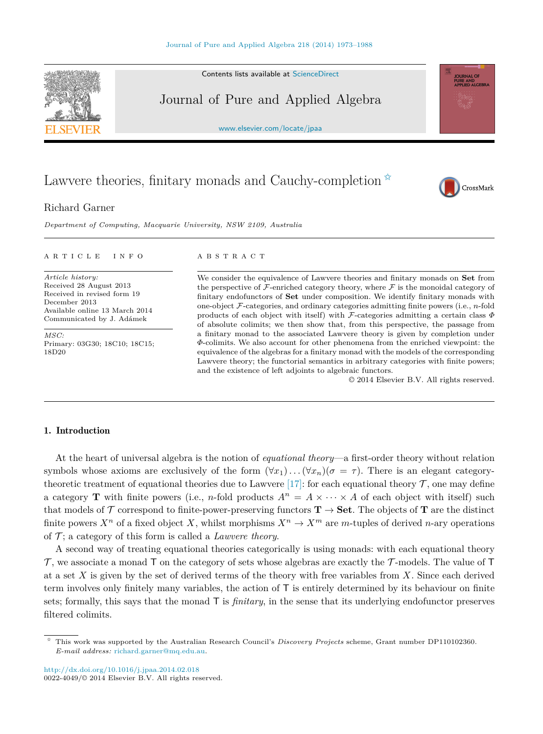# Lawvere theories, finitary monads and Cauchy-completion [☆]

Richard Garner

*Department of Computing, Macquarie University, NSW 2109, Australia*

**ARTICLE INFO**

*Article history:*
Received 28 August 2013
Received in revised form 19 December 2013
Available online 13 March 2014
Communicated by J. Adámek

*MSC:*
Primary: 03G30; 18C10; 18C15; 18D20

**ABSTRACT**

We consider the equivalence of Lawvere theories and finitary monads on **Set** from the perspective of $\mathcal{F}$-enriched category theory, where $\mathcal{F}$ is the monoidal category of finitary endofunctors of **Set** under composition. We identify finitary monads with one-object $\mathcal{F}$-categories, and ordinary categories admitting finite powers (i.e., $n$-fold products of each object with itself) with $\mathcal{F}$-categories admitting a certain class $\Phi$ of absolute colimits; we then show that, from this perspective, the passage from a finitary monad to the associated Lawvere theory is given by completion under $\Phi$-colimits. We also account for other phenomena from the enriched viewpoint: the equivalence of the algebras for a finitary monad with the models of the corresponding Lawvere theory; the functorial semantics in arbitrary categories with finite powers; and the existence of left adjoints to algebraic functors.

© 2014 Elsevier B.V. All rights reserved.

## 1. Introduction

At the heart of universal algebra is the notion of *equational theory*—a first-order theory without relation symbols whose axioms are exclusively of the form $(\forall x_1)\ldots(\forall x_n)(\sigma = \tau)$. There is an elegant category-theoretic treatment of equational theories due to Lawvere [17]: for each equational theory $\mathcal{T}$, one may define a category $\mathbf{T}$ with finite powers (i.e., $n$-fold products $A^n = A \times \cdots \times A$ of each object with itself) such that models of $\mathcal{T}$ correspond to finite-power-preserving functors $\mathbf{T} \to \mathbf{Set}$. The objects of $\mathbf{T}$ are the distinct finite powers $X^n$ of a fixed object $X$, whilst morphisms $X^n \to X^m$ are $m$-tuples of derived $n$-ary operations of $\mathcal{T}$; a category of this form is called a *Lawvere theory*.

A second way of treating equational theories categorically is using monads: with each equational theory $\mathcal{T}$, we associate a monad $\mathsf{T}$ on the category of sets whose algebras are exactly the $\mathcal{T}$-models. The value of $\mathsf{T}$ at a set $X$ is given by the set of derived terms of the theory with free variables from $X$. Since each derived term involves only finitely many variables, the action of $\mathsf{T}$ is entirely determined by its behaviour on finite sets; formally, this says that the monad $\mathsf{T}$ is *finitary*, in the sense that its underlying endofunctor preserves filtered colimits.

[☆] This work was supported by the Australian Research Council's *Discovery Projects* scheme, Grant number DP110102360.
*E-mail address:* richard.garner@mq.edu.au.

http://dx.doi.org/10.1016/j.jpaa.2014.02.018
0022-4049/© 2014 Elsevier B.V. All rights reserved.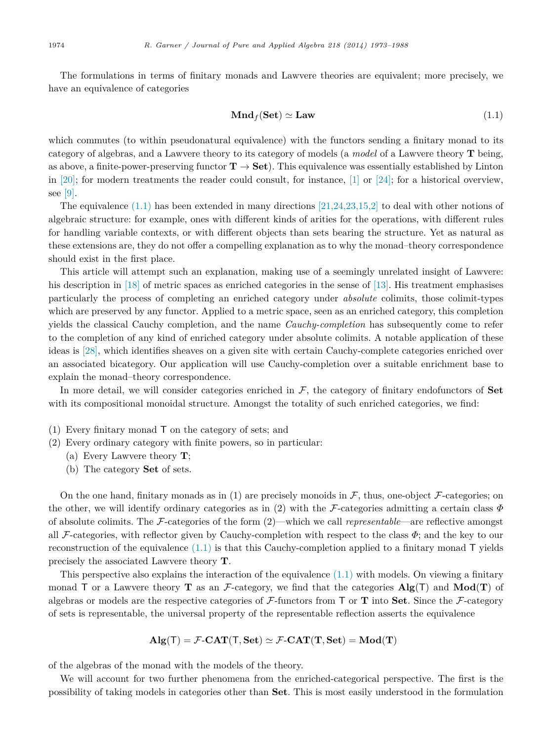The formulations in terms of finitary monads and Lawvere theories are equivalent; more precisely, we have an equivalence of categories

$$\mathbf{Mnd}_f(\mathbf{Set}) \simeq \mathbf{Law} \tag{1.1}$$

which commutes (to within pseudonatural equivalence) with the functors sending a finitary monad to its category of algebras, and a Lawvere theory to its category of models (a *model* of a Lawvere theory $\mathbf{T}$ being, as above, a finite-power-preserving functor $\mathbf{T} \to \mathbf{Set}$). This equivalence was essentially established by Linton in [20]; for modern treatments the reader could consult, for instance, [1] or [24]; for a historical overview, see [9].

The equivalence (1.1) has been extended in many directions [21,24,23,15,2] to deal with other notions of algebraic structure: for example, ones with different kinds of arities for the operations, with different rules for handling variable contexts, or with different objects than sets bearing the structure. Yet as natural as these extensions are, they do not offer a compelling explanation as to why the monad–theory correspondence should exist in the first place.

This article will attempt such an explanation, making use of a seemingly unrelated insight of Lawvere: his description in [18] of metric spaces as enriched categories in the sense of [13]. His treatment emphasises particularly the process of completing an enriched category under *absolute* colimits, those colimit-types which are preserved by any functor. Applied to a metric space, seen as an enriched category, this completion yields the classical Cauchy completion, and the name *Cauchy-completion* has subsequently come to refer to the completion of any kind of enriched category under absolute colimits. A notable application of these ideas is [28], which identifies sheaves on a given site with certain Cauchy-complete categories enriched over an associated bicategory. Our application will use Cauchy-completion over a suitable enrichment base to explain the monad–theory correspondence.

In more detail, we will consider categories enriched in $\mathcal{F}$, the category of finitary endofunctors of $\mathbf{Set}$ with its compositional monoidal structure. Amongst the totality of such enriched categories, we find:

(1) Every finitary monad $\mathsf{T}$ on the category of sets; and
(2) Every ordinary category with finite powers, so in particular:
   (a) Every Lawvere theory $\mathbf{T}$;
   (b) The category $\mathbf{Set}$ of sets.

On the one hand, finitary monads as in (1) are precisely monoids in $\mathcal{F}$, thus, one-object $\mathcal{F}$-categories; on the other, we will identify ordinary categories as in (2) with the $\mathcal{F}$-categories admitting a certain class $\Phi$ of absolute colimits. The $\mathcal{F}$-categories of the form (2)—which we call *representable*—are reflective amongst all $\mathcal{F}$-categories, with reflector given by Cauchy-completion with respect to the class $\Phi$; and the key to our reconstruction of the equivalence (1.1) is that this Cauchy-completion applied to a finitary monad $\mathsf{T}$ yields precisely the associated Lawvere theory $\mathbf{T}$.

This perspective also explains the interaction of the equivalence (1.1) with models. On viewing a finitary monad $\mathsf{T}$ or a Lawvere theory $\mathbf{T}$ as an $\mathcal{F}$-category, we find that the categories $\mathbf{Alg}(\mathsf{T})$ and $\mathbf{Mod}(\mathbf{T})$ of algebras or models are the respective categories of $\mathcal{F}$-functors from $\mathsf{T}$ or $\mathbf{T}$ into $\mathbf{Set}$. Since the $\mathcal{F}$-category of sets is representable, the universal property of the representable reflection asserts the equivalence

$$\mathbf{Alg}(\mathsf{T}) = \mathcal{F}\text{-}\mathbf{CAT}(\mathsf{T}, \mathbf{Set}) \simeq \mathcal{F}\text{-}\mathbf{CAT}(\mathbf{T}, \mathbf{Set}) = \mathbf{Mod}(\mathbf{T})$$

of the algebras of the monad with the models of the theory.

We will account for two further phenomena from the enriched-categorical perspective. The first is the possibility of taking models in categories other than $\mathbf{Set}$. This is most easily understood in the formulation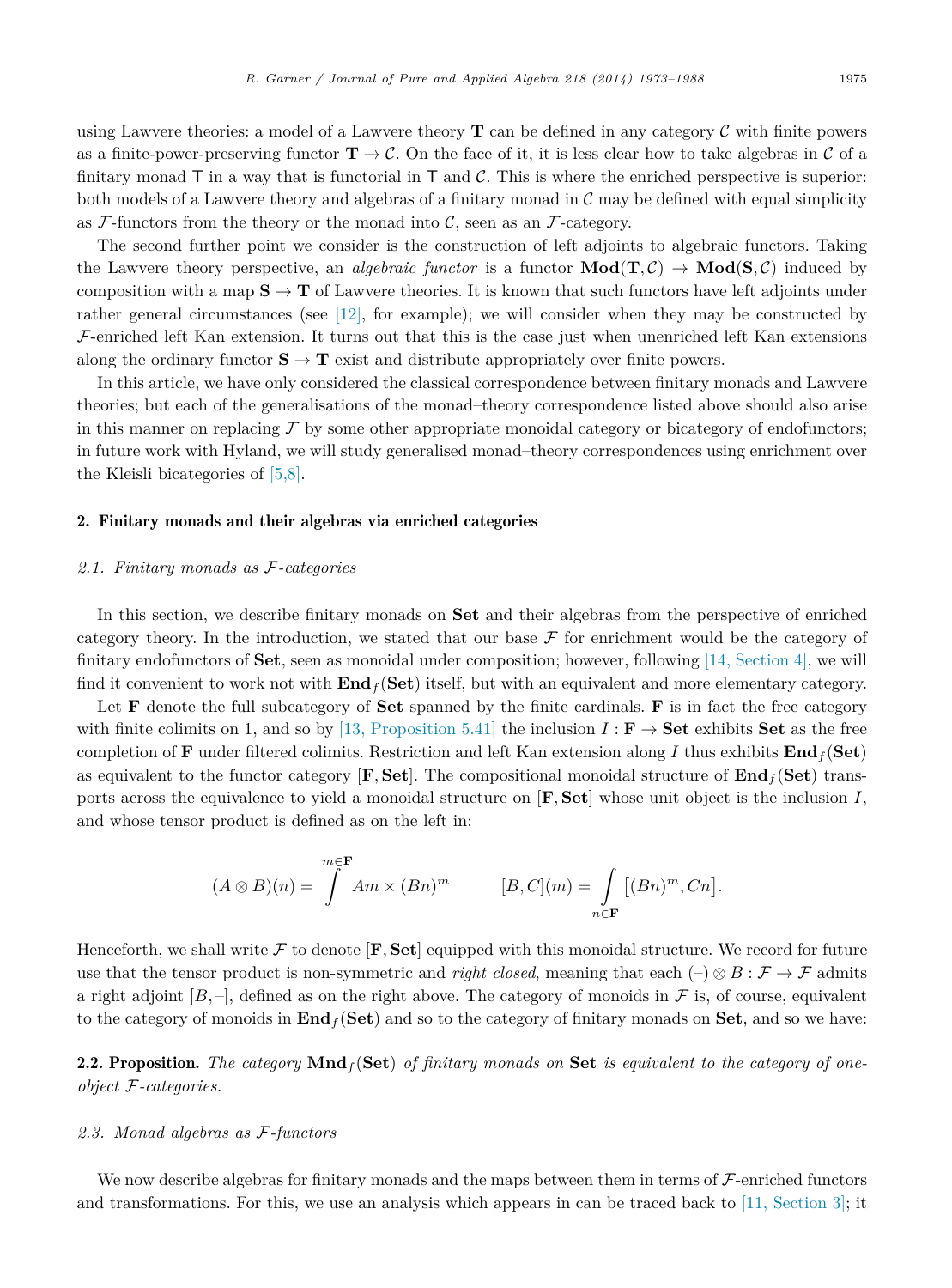using Lawvere theories: a model of a Lawvere theory $\mathbf{T}$ can be defined in any category $\mathcal{C}$ with finite powers as a finite-power-preserving functor $\mathbf{T} \to \mathcal{C}$. On the face of it, it is less clear how to take algebras in $\mathcal{C}$ of a finitary monad $\mathsf{T}$ in a way that is functorial in $\mathsf{T}$ and $\mathcal{C}$. This is where the enriched perspective is superior: both models of a Lawvere theory and algebras of a finitary monad in $\mathcal{C}$ may be defined with equal simplicity as $\mathcal{F}$-functors from the theory or the monad into $\mathcal{C}$, seen as an $\mathcal{F}$-category.

The second further point we consider is the construction of left adjoints to algebraic functors. Taking the Lawvere theory perspective, an *algebraic functor* is a functor $\mathbf{Mod}(\mathbf{T}, \mathcal{C}) \to \mathbf{Mod}(\mathbf{S}, \mathcal{C})$ induced by composition with a map $\mathbf{S} \to \mathbf{T}$ of Lawvere theories. It is known that such functors have left adjoints under rather general circumstances (see [12], for example); we will consider when they may be constructed by $\mathcal{F}$-enriched left Kan extension. It turns out that this is the case just when unenriched left Kan extensions along the ordinary functor $\mathbf{S} \to \mathbf{T}$ exist and distribute appropriately over finite powers.

In this article, we have only considered the classical correspondence between finitary monads and Lawvere theories; but each of the generalisations of the monad–theory correspondence listed above should also arise in this manner on replacing $\mathcal{F}$ by some other appropriate monoidal category or bicategory of endofunctors; in future work with Hyland, we will study generalised monad–theory correspondences using enrichment over the Kleisli bicategories of [5,8].

## 2. Finitary monads and their algebras via enriched categories

### *2.1. Finitary monads as $\mathcal{F}$-categories*

In this section, we describe finitary monads on $\mathbf{Set}$ and their algebras from the perspective of enriched category theory. In the introduction, we stated that our base $\mathcal{F}$ for enrichment would be the category of finitary endofunctors of $\mathbf{Set}$, seen as monoidal under composition; however, following [14, Section 4], we will find it convenient to work not with $\mathbf{End}_f(\mathbf{Set})$ itself, but with an equivalent and more elementary category.

Let $\mathbf{F}$ denote the full subcategory of $\mathbf{Set}$ spanned by the finite cardinals. $\mathbf{F}$ is in fact the free category with finite colimits on 1, and so by [13, Proposition 5.41] the inclusion $I : \mathbf{F} \to \mathbf{Set}$ exhibits $\mathbf{Set}$ as the free completion of $\mathbf{F}$ under filtered colimits. Restriction and left Kan extension along $I$ thus exhibits $\mathbf{End}_f(\mathbf{Set})$ as equivalent to the functor category $[\mathbf{F}, \mathbf{Set}]$. The compositional monoidal structure of $\mathbf{End}_f(\mathbf{Set})$ transports across the equivalence to yield a monoidal structure on $[\mathbf{F}, \mathbf{Set}]$ whose unit object is the inclusion $I$, and whose tensor product is defined as on the left in:

$$(A \otimes B)(n) = \int^{m \in \mathbf{F}} Am \times (Bn)^m \qquad [B, C](m) = \int_{n \in \mathbf{F}} \big[(Bn)^m, Cn\big].$$

Henceforth, we shall write $\mathcal{F}$ to denote $[\mathbf{F}, \mathbf{Set}]$ equipped with this monoidal structure. We record for future use that the tensor product is non-symmetric and *right closed*, meaning that each $(\text{–}) \otimes B : \mathcal{F} \to \mathcal{F}$ admits a right adjoint $[B, \text{–}]$, defined as on the right above. The category of monoids in $\mathcal{F}$ is, of course, equivalent to the category of monoids in $\mathbf{End}_f(\mathbf{Set})$ and so to the category of finitary monads on $\mathbf{Set}$, and so we have:

**2.2. Proposition.** *The category $\mathbf{Mnd}_f(\mathbf{Set})$ of finitary monads on $\mathbf{Set}$ is equivalent to the category of one-object $\mathcal{F}$-categories.*

### *2.3. Monad algebras as $\mathcal{F}$-functors*

We now describe algebras for finitary monads and the maps between them in terms of $\mathcal{F}$-enriched functors and transformations. For this, we use an analysis which appears in can be traced back to [11, Section 3]; it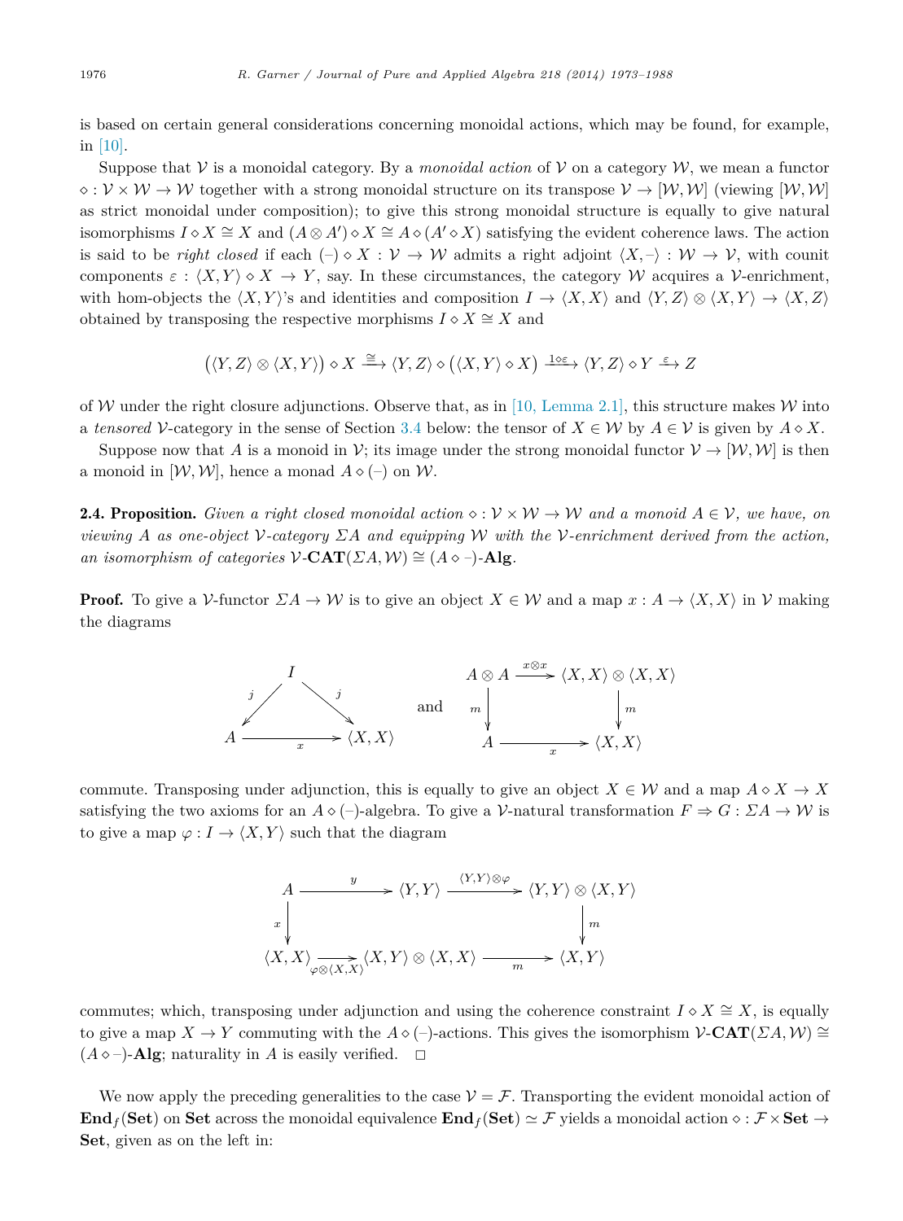is based on certain general considerations concerning monoidal actions, which may be found, for example, in [10].

Suppose that $\mathcal{V}$ is a monoidal category. By a *monoidal action* of $\mathcal{V}$ on a category $\mathcal{W}$, we mean a functor $\diamond : \mathcal{V} \times \mathcal{W} \to \mathcal{W}$ together with a strong monoidal structure on its transpose $\mathcal{V} \to [\mathcal{W}, \mathcal{W}]$ (viewing $[\mathcal{W}, \mathcal{W}]$ as strict monoidal under composition); to give this strong monoidal structure is equally to give natural isomorphisms $I \diamond X \cong X$ and $(A \otimes A') \diamond X \cong A \diamond (A' \diamond X)$ satisfying the evident coherence laws. The action is said to be *right closed* if each $(-) \diamond X : \mathcal{V} \to \mathcal{W}$ admits a right adjoint $\langle X, - \rangle : \mathcal{W} \to \mathcal{V}$, with counit components $\varepsilon : \langle X, Y \rangle \diamond X \to Y$, say. In these circumstances, the category $\mathcal{W}$ acquires a $\mathcal{V}$-enrichment, with hom-objects the $\langle X, Y \rangle$'s and identities and composition $I \to \langle X, X \rangle$ and $\langle Y, Z \rangle \otimes \langle X, Y \rangle \to \langle X, Z \rangle$ obtained by transposing the respective morphisms $I \diamond X \cong X$ and

$$\big(\langle Y, Z \rangle \otimes \langle X, Y \rangle\big) \diamond X \xrightarrow{\cong} \langle Y, Z \rangle \diamond \big(\langle X, Y \rangle \diamond X\big) \xrightarrow{1 \diamond \varepsilon} \langle Y, Z \rangle \diamond Y \xrightarrow{\varepsilon} Z$$

of $\mathcal{W}$ under the right closure adjunctions. Observe that, as in [10, Lemma 2.1], this structure makes $\mathcal{W}$ into a *tensored* $\mathcal{V}$-category in the sense of Section 3.4 below: the tensor of $X \in \mathcal{W}$ by $A \in \mathcal{V}$ is given by $A \diamond X$.

Suppose now that $A$ is a monoid in $\mathcal{V}$; its image under the strong monoidal functor $\mathcal{V} \to [\mathcal{W}, \mathcal{W}]$ is then a monoid in $[\mathcal{W}, \mathcal{W}]$, hence a monad $A \diamond (-)$ on $\mathcal{W}$.

**2.4. Proposition.** *Given a right closed monoidal action $\diamond : \mathcal{V} \times \mathcal{W} \to \mathcal{W}$ and a monoid $A \in \mathcal{V}$, we have, on viewing $A$ as one-object $\mathcal{V}$-category $\Sigma A$ and equipping $\mathcal{W}$ with the $\mathcal{V}$-enrichment derived from the action, an isomorphism of categories $\mathcal{V}\text{-}\mathbf{CAT}(\Sigma A, \mathcal{W}) \cong (A \diamond -)\text{-}\mathbf{Alg}$.*

**Proof.** To give a $\mathcal{V}$-functor $\Sigma A \to \mathcal{W}$ is to give an object $X \in \mathcal{W}$ and a map $x : A \to \langle X, X \rangle$ in $\mathcal{V}$ making the diagrams

$$\begin{array}{ccc} & I & \\ {}^{j}\swarrow & & \searrow{}^{j} \\ A & \xrightarrow{\quad x \quad} & \langle X, X \rangle \end{array} \qquad \text{and} \qquad \begin{array}{ccc} A \otimes A & \xrightarrow{x \otimes x} & \langle X, X \rangle \otimes \langle X, X \rangle \\ {\scriptstyle m}\downarrow & & \downarrow{\scriptstyle m} \\ A & \xrightarrow{\quad x \quad} & \langle X, X \rangle \end{array}$$

commute. Transposing under adjunction, this is equally to give an object $X \in \mathcal{W}$ and a map $A \diamond X \to X$ satisfying the two axioms for an $A \diamond (-)$-algebra. To give a $\mathcal{V}$-natural transformation $F \Rightarrow G : \Sigma A \to \mathcal{W}$ is to give a map $\varphi : I \to \langle X, Y \rangle$ such that the diagram

$$\begin{array}{ccccc} A & \xrightarrow{\quad y \quad} & \langle Y, Y \rangle & \xrightarrow{\langle Y, Y \rangle \otimes \varphi} & \langle Y, Y \rangle \otimes \langle X, Y \rangle \\ {\scriptstyle x}\downarrow & & & & \downarrow{\scriptstyle m} \\ \langle X, X \rangle & \xrightarrow[\varphi \otimes \langle X, X \rangle]{} & \langle X, Y \rangle \otimes \langle X, X \rangle & \xrightarrow[\quad m \quad]{} & \langle X, Y \rangle \end{array}$$

commutes; which, transposing under adjunction and using the coherence constraint $I \diamond X \cong X$, is equally to give a map $X \to Y$ commuting with the $A \diamond (-)$-actions. This gives the isomorphism $\mathcal{V}\text{-}\mathbf{CAT}(\Sigma A, \mathcal{W}) \cong (A \diamond -)\text{-}\mathbf{Alg}$; naturality in $A$ is easily verified. $\square$

We now apply the preceding generalities to the case $\mathcal{V} = \mathcal{F}$. Transporting the evident monoidal action of $\mathbf{End}_f(\mathbf{Set})$ on $\mathbf{Set}$ across the monoidal equivalence $\mathbf{End}_f(\mathbf{Set}) \simeq \mathcal{F}$ yields a monoidal action $\diamond : \mathcal{F} \times \mathbf{Set} \to \mathbf{Set}$, given as on the left in: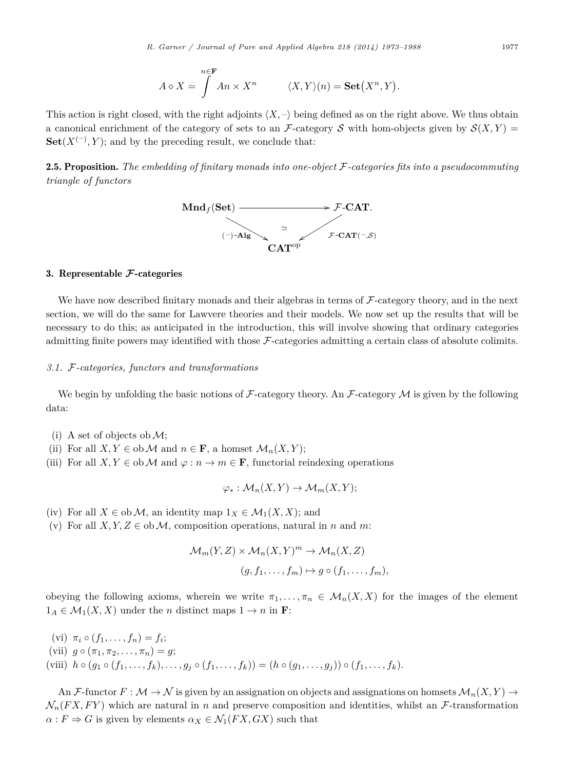$$A \diamond X = \int^{n \in \mathbf{F}} An \times X^n \qquad \langle X, Y\rangle(n) = \mathbf{Set}\big(X^n, Y\big).$$

This action is right closed, with the right adjoints $\langle X, -\rangle$ being defined as on the right above. We thus obtain a canonical enrichment of the category of sets to an $\mathcal{F}$-category $\mathcal{S}$ with hom-objects given by $\mathcal{S}(X,Y) = \mathbf{Set}(X^{(-)}, Y)$; and by the preceding result, we conclude that:

**2.5. Proposition.** *The embedding of finitary monads into one-object $\mathcal{F}$-categories fits into a pseudocommuting triangle of functors*

$$\begin{array}{ccc} \mathbf{Mnd}_f(\mathbf{Set}) & \longrightarrow & \mathcal{F}\text{-}\mathbf{CAT}. \\ & {\scriptstyle (-)\text{-}\mathbf{Alg}} \searrow \quad \simeq \quad \swarrow {\scriptstyle \mathcal{F}\text{-}\mathbf{CAT}(-,\mathcal{S})} & \\ & \mathbf{CAT}^{\mathrm{op}} & \end{array}$$

## 3. Representable $\mathcal{F}$-categories

We have now described finitary monads and their algebras in terms of $\mathcal{F}$-category theory, and in the next section, we will do the same for Lawvere theories and their models. We now set up the results that will be necessary to do this; as anticipated in the introduction, this will involve showing that ordinary categories admitting finite powers may identified with those $\mathcal{F}$-categories admitting a certain class of absolute colimits.

### *3.1. $\mathcal{F}$-categories, functors and transformations*

We begin by unfolding the basic notions of $\mathcal{F}$-category theory. An $\mathcal{F}$-category $\mathcal{M}$ is given by the following data:

(i) A set of objects $\mathrm{ob}\,\mathcal{M}$;
(ii) For all $X, Y \in \mathrm{ob}\,\mathcal{M}$ and $n \in \mathbf{F}$, a homset $\mathcal{M}_n(X,Y)$;
(iii) For all $X, Y \in \mathrm{ob}\,\mathcal{M}$ and $\varphi : n \to m \in \mathbf{F}$, functorial reindexing operations

$$\varphi_* : \mathcal{M}_n(X,Y) \to \mathcal{M}_m(X,Y);$$

(iv) For all $X \in \mathrm{ob}\,\mathcal{M}$, an identity map $1_X \in \mathcal{M}_1(X,X)$; and
(v) For all $X, Y, Z \in \mathrm{ob}\,\mathcal{M}$, composition operations, natural in $n$ and $m$:

$$\mathcal{M}_m(Y,Z) \times \mathcal{M}_n(X,Y)^m \to \mathcal{M}_n(X,Z)$$
$$(g, f_1, \ldots, f_m) \mapsto g \circ (f_1, \ldots, f_m),$$

obeying the following axioms, wherein we write $\pi_1, \ldots, \pi_n \in \mathcal{M}_n(X,X)$ for the images of the element $1_A \in \mathcal{M}_1(X,X)$ under the $n$ distinct maps $1 \to n$ in $\mathbf{F}$:

(vi) $\pi_i \circ (f_1, \ldots, f_n) = f_i$;
(vii) $g \circ (\pi_1, \pi_2, \ldots, \pi_n) = g$;
(viii) $h \circ (g_1 \circ (f_1, \ldots, f_k), \ldots, g_j \circ (f_1, \ldots, f_k)) = (h \circ (g_1, \ldots, g_j)) \circ (f_1, \ldots, f_k)$.

An $\mathcal{F}$-functor $F : \mathcal{M} \to \mathcal{N}$ is given by an assignation on objects and assignations on homsets $\mathcal{M}_n(X,Y) \to \mathcal{N}_n(FX, FY)$ which are natural in $n$ and preserve composition and identities, whilst an $\mathcal{F}$-transformation $\alpha : F \Rightarrow G$ is given by elements $\alpha_X \in \mathcal{N}_1(FX, GX)$ such that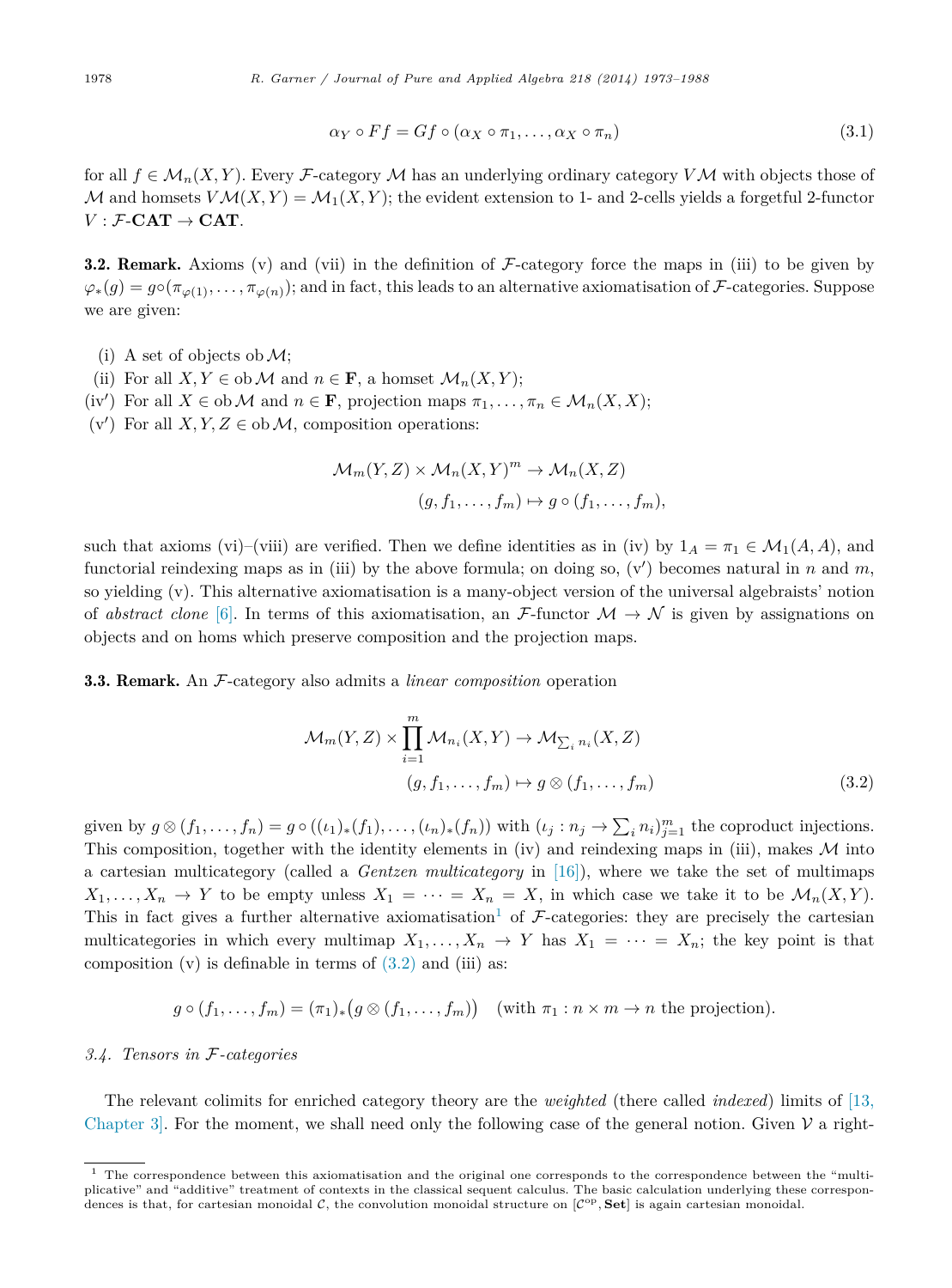$$\alpha_Y \circ Ff = Gf \circ (\alpha_X \circ \pi_1, \ldots, \alpha_X \circ \pi_n) \tag{3.1}$$

for all $f \in \mathcal{M}_n(X,Y)$. Every $\mathcal{F}$-category $\mathcal{M}$ has an underlying ordinary category $V\mathcal{M}$ with objects those of $\mathcal{M}$ and homsets $V\mathcal{M}(X,Y) = \mathcal{M}_1(X,Y)$; the evident extension to 1- and 2-cells yields a forgetful 2-functor $V : \mathcal{F}\text{-}\mathbf{CAT} \to \mathbf{CAT}$.

**3.2. Remark.** Axioms (v) and (vii) in the definition of $\mathcal{F}$-category force the maps in (iii) to be given by $\varphi_*(g) = g \circ (\pi_{\varphi(1)}, \ldots, \pi_{\varphi(n)})$; and in fact, this leads to an alternative axiomatisation of $\mathcal{F}$-categories. Suppose we are given:

- (i) A set of objects $\mathrm{ob}\,\mathcal{M}$;
- (ii) For all $X, Y \in \mathrm{ob}\,\mathcal{M}$ and $n \in \mathbf{F}$, a homset $\mathcal{M}_n(X,Y)$;
- (iv′) For all $X \in \mathrm{ob}\,\mathcal{M}$ and $n \in \mathbf{F}$, projection maps $\pi_1, \ldots, \pi_n \in \mathcal{M}_n(X,X)$;
- (v′) For all $X, Y, Z \in \mathrm{ob}\,\mathcal{M}$, composition operations:

$$\begin{aligned} \mathcal{M}_m(Y,Z) \times \mathcal{M}_n(X,Y)^m &\to \mathcal{M}_n(X,Z) \\ (g, f_1, \ldots, f_m) &\mapsto g \circ (f_1, \ldots, f_m), \end{aligned}$$

such that axioms (vi)–(viii) are verified. Then we define identities as in (iv) by $1_A = \pi_1 \in \mathcal{M}_1(A,A)$, and functorial reindexing maps as in (iii) by the above formula; on doing so, (v′) becomes natural in $n$ and $m$, so yielding (v). This alternative axiomatisation is a many-object version of the universal algebraists' notion of *abstract clone* [6]. In terms of this axiomatisation, an $\mathcal{F}$-functor $\mathcal{M} \to \mathcal{N}$ is given by assignations on objects and on homs which preserve composition and the projection maps.

**3.3. Remark.** An $\mathcal{F}$-category also admits a *linear composition* operation

$$\begin{aligned} \mathcal{M}_m(Y,Z) \times \prod_{i=1}^{m} \mathcal{M}_{n_i}(X,Y) &\to \mathcal{M}_{\sum_i n_i}(X,Z) \\ (g, f_1, \ldots, f_m) &\mapsto g \otimes (f_1, \ldots, f_m) \end{aligned} \tag{3.2}$$

given by $g \otimes (f_1, \ldots, f_n) = g \circ ((\iota_1)_*(f_1), \ldots, (\iota_n)_*(f_n))$ with $(\iota_j : n_j \to \sum_i n_i)_{j=1}^m$ the coproduct injections. This composition, together with the identity elements in (iv) and reindexing maps in (iii), makes $\mathcal{M}$ into a cartesian multicategory (called a *Gentzen multicategory* in [16]), where we take the set of multimaps $X_1, \ldots, X_n \to Y$ to be empty unless $X_1 = \cdots = X_n = X$, in which case we take it to be $\mathcal{M}_n(X,Y)$. This in fact gives a further alternative axiomatisation[1] of $\mathcal{F}$-categories: they are precisely the cartesian multicategories in which every multimap $X_1, \ldots, X_n \to Y$ has $X_1 = \cdots = X_n$; the key point is that composition (v) is definable in terms of (3.2) and (iii) as:

$$g \circ (f_1, \ldots, f_m) = (\pi_1)_*\big(g \otimes (f_1, \ldots, f_m)\big) \quad \text{(with } \pi_1 : n \times m \to n \text{ the projection).}$$

### *3.4. Tensors in $\mathcal{F}$-categories*

The relevant colimits for enriched category theory are the *weighted* (there called *indexed*) limits of [13, Chapter 3]. For the moment, we shall need only the following case of the general notion. Given $\mathcal{V}$ a right-

---

[1] The correspondence between this axiomatisation and the original one corresponds to the correspondence between the "multiplicative" and "additive" treatment of contexts in the classical sequent calculus. The basic calculation underlying these correspondences is that, for cartesian monoidal $\mathcal{C}$, the convolution monoidal structure on $[\mathcal{C}^{\mathrm{op}}, \mathbf{Set}]$ is again cartesian monoidal.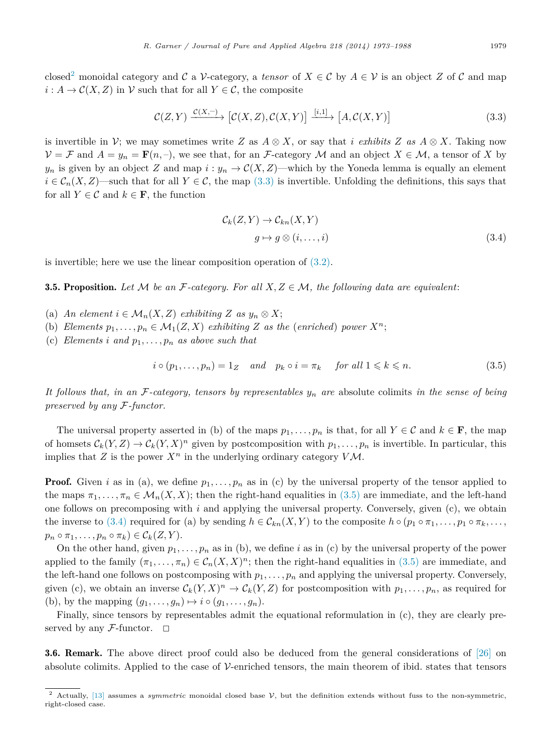closed[2] monoidal category and $\mathcal{C}$ a $\mathcal{V}$-category, a *tensor* of $X \in \mathcal{C}$ by $A \in \mathcal{V}$ is an object $Z$ of $\mathcal{C}$ and map $i : A \to \mathcal{C}(X, Z)$ in $\mathcal{V}$ such that for all $Y \in \mathcal{C}$, the composite

$$\mathcal{C}(Z, Y) \xrightarrow{\mathcal{C}(X,-)} \big[\mathcal{C}(X, Z), \mathcal{C}(X, Y)\big] \xrightarrow{[i,1]} \big[A, \mathcal{C}(X, Y)\big] \tag{3.3}$$

is invertible in $\mathcal{V}$; we may sometimes write $Z$ as $A \otimes X$, or say that $i$ *exhibits* $Z$ *as* $A \otimes X$. Taking now $\mathcal{V} = \mathcal{F}$ and $A = y_n = \mathbf{F}(n, -)$, we see that, for an $\mathcal{F}$-category $\mathcal{M}$ and an object $X \in \mathcal{M}$, a tensor of $X$ by $y_n$ is given by an object $Z$ and map $i : y_n \to \mathcal{C}(X, Z)$—which by the Yoneda lemma is equally an element $i \in \mathcal{C}_n(X, Z)$—such that for all $Y \in \mathcal{C}$, the map (3.3) is invertible. Unfolding the definitions, this says that for all $Y \in \mathcal{C}$ and $k \in \mathbf{F}$, the function

$$\begin{aligned} \mathcal{C}_k(Z, Y) &\to \mathcal{C}_{kn}(X, Y) \\ g &\mapsto g \otimes (i, \ldots, i) \end{aligned} \tag{3.4}$$

is invertible; here we use the linear composition operation of (3.2).

**3.5. Proposition.** *Let $\mathcal{M}$ be an $\mathcal{F}$-category. For all $X, Z \in \mathcal{M}$, the following data are equivalent*:

(a) *An element $i \in \mathcal{M}_n(X, Z)$ exhibiting $Z$ as $y_n \otimes X$;*
(b) *Elements $p_1, \ldots, p_n \in \mathcal{M}_1(Z, X)$ exhibiting $Z$ as the (enriched) power $X^n$;*
(c) *Elements $i$ and $p_1, \ldots, p_n$ as above such that*

$$i \circ (p_1, \ldots, p_n) = 1_Z \quad \textit{and} \quad p_k \circ i = \pi_k \quad \textit{for all } 1 \leqslant k \leqslant n. \tag{3.5}$$

*It follows that, in an $\mathcal{F}$-category, tensors by representables $y_n$ are* absolute colimits *in the sense of being preserved by any $\mathcal{F}$-functor.*

The universal property asserted in (b) of the maps $p_1, \ldots, p_n$ is that, for all $Y \in \mathcal{C}$ and $k \in \mathbf{F}$, the map of homsets $\mathcal{C}_k(Y, Z) \to \mathcal{C}_k(Y, X)^n$ given by postcomposition with $p_1, \ldots, p_n$ is invertible. In particular, this implies that $Z$ is the power $X^n$ in the underlying ordinary category $V\mathcal{M}$.

**Proof.** Given $i$ as in (a), we define $p_1, \ldots, p_n$ as in (c) by the universal property of the tensor applied to the maps $\pi_1, \ldots, \pi_n \in \mathcal{M}_n(X, X)$; then the right-hand equalities in (3.5) are immediate, and the left-hand one follows on precomposing with $i$ and applying the universal property. Conversely, given (c), we obtain the inverse to (3.4) required for (a) by sending $h \in \mathcal{C}_{kn}(X, Y)$ to the composite $h \circ (p_1 \circ \pi_1, \ldots, p_1 \circ \pi_k, \ldots, p_n \circ \pi_1, \ldots, p_n \circ \pi_k) \in \mathcal{C}_k(Z, Y)$.

On the other hand, given $p_1, \ldots, p_n$ as in (b), we define $i$ as in (c) by the universal property of the power applied to the family $(\pi_1, \ldots, \pi_n) \in \mathcal{C}_n(X, X)^n$; then the right-hand equalities in (3.5) are immediate, and the left-hand one follows on postcomposing with $p_1, \ldots, p_n$ and applying the universal property. Conversely, given (c), we obtain an inverse $\mathcal{C}_k(Y, X)^n \to \mathcal{C}_k(Y, Z)$ for postcomposition with $p_1, \ldots, p_n$, as required for (b), by the mapping $(g_1, \ldots, g_n) \mapsto i \circ (g_1, \ldots, g_n)$.

Finally, since tensors by representables admit the equational reformulation in (c), they are clearly preserved by any $\mathcal{F}$-functor. $\square$

**3.6. Remark.** The above direct proof could also be deduced from the general considerations of [26] on absolute colimits. Applied to the case of $\mathcal{V}$-enriched tensors, the main theorem of ibid. states that tensors

[2] Actually, [13] assumes a *symmetric* monoidal closed base $\mathcal{V}$, but the definition extends without fuss to the non-symmetric, right-closed case.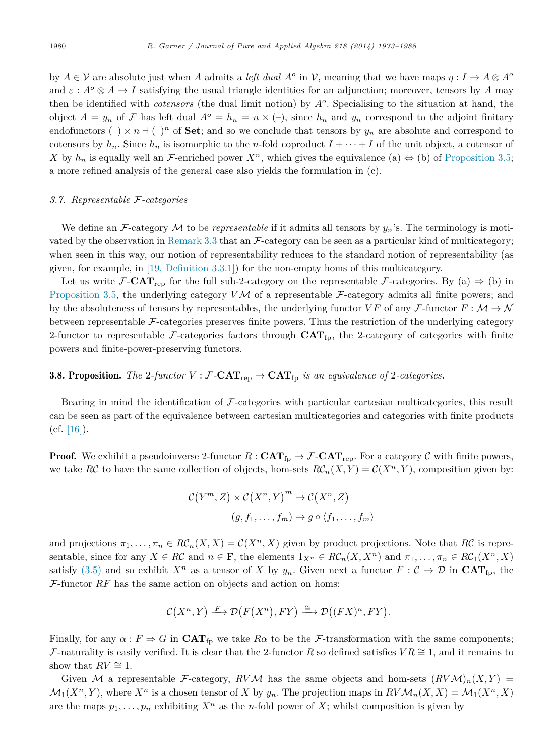by $A \in \mathcal{V}$ are absolute just when $A$ admits a *left dual* $A^o$ in $\mathcal{V}$, meaning that we have maps $\eta : I \to A \otimes A^o$ and $\varepsilon : A^o \otimes A \to I$ satisfying the usual triangle identities for an adjunction; moreover, tensors by $A$ may then be identified with *cotensors* (the dual limit notion) by $A^o$. Specialising to the situation at hand, the object $A = y_n$ of $\mathcal{F}$ has left dual $A^o = h_n = n \times (\text{–})$, since $h_n$ and $y_n$ correspond to the adjoint finitary endofunctors $(\text{–}) \times n \dashv (\text{–})^n$ of $\mathbf{Set}$; and so we conclude that tensors by $y_n$ are absolute and correspond to cotensors by $h_n$. Since $h_n$ is isomorphic to the $n$-fold coproduct $I + \cdots + I$ of the unit object, a cotensor of $X$ by $h_n$ is equally well an $\mathcal{F}$-enriched power $X^n$, which gives the equivalence (a) $\Leftrightarrow$ (b) of Proposition 3.5; a more refined analysis of the general case also yields the formulation in (c).

### *3.7. Representable $\mathcal{F}$-categories*

We define an $\mathcal{F}$-category $\mathcal{M}$ to be *representable* if it admits all tensors by $y_n$'s. The terminology is motivated by the observation in Remark 3.3 that an $\mathcal{F}$-category can be seen as a particular kind of multicategory; when seen in this way, our notion of representability reduces to the standard notion of representability (as given, for example, in [19, Definition 3.3.1]) for the non-empty homs of this multicategory.

Let us write $\mathcal{F}\text{-}\mathbf{CAT}_{\text{rep}}$ for the full sub-2-category on the representable $\mathcal{F}$-categories. By (a) $\Rightarrow$ (b) in Proposition 3.5, the underlying category $V\mathcal{M}$ of a representable $\mathcal{F}$-category admits all finite powers; and by the absoluteness of tensors by representables, the underlying functor $VF$ of any $\mathcal{F}$-functor $F : \mathcal{M} \to \mathcal{N}$ between representable $\mathcal{F}$-categories preserves finite powers. Thus the restriction of the underlying category 2-functor to representable $\mathcal{F}$-categories factors through $\mathbf{CAT}_{\text{fp}}$, the 2-category of categories with finite powers and finite-power-preserving functors.

**3.8. Proposition.** *The 2-functor $V : \mathcal{F}\text{-}\mathbf{CAT}_{\text{rep}} \to \mathbf{CAT}_{\text{fp}}$ is an equivalence of 2-categories.*

Bearing in mind the identification of $\mathcal{F}$-categories with particular cartesian multicategories, this result can be seen as part of the equivalence between cartesian multicategories and categories with finite products (cf. [16]).

**Proof.** We exhibit a pseudoinverse 2-functor $R : \mathbf{CAT}_{\text{fp}} \to \mathcal{F}\text{-}\mathbf{CAT}_{\text{rep}}$. For a category $\mathcal{C}$ with finite powers, we take $R\mathcal{C}$ to have the same collection of objects, hom-sets $R\mathcal{C}_n(X, Y) = \mathcal{C}(X^n, Y)$, composition given by:

$$\begin{aligned} \mathcal{C}(Y^m, Z) \times \mathcal{C}(X^n, Y)^m &\to \mathcal{C}(X^n, Z) \\ (g, f_1, \ldots, f_m) &\mapsto g \circ \langle f_1, \ldots, f_m \rangle \end{aligned}$$

and projections $\pi_1, \ldots, \pi_n \in R\mathcal{C}_n(X, X) = \mathcal{C}(X^n, X)$ given by product projections. Note that $R\mathcal{C}$ is representable, since for any $X \in R\mathcal{C}$ and $n \in \mathbf{F}$, the elements $1_{X^n} \in R\mathcal{C}_n(X, X^n)$ and $\pi_1, \ldots, \pi_n \in R\mathcal{C}_1(X^n, X)$ satisfy (3.5) and so exhibit $X^n$ as a tensor of $X$ by $y_n$. Given next a functor $F : \mathcal{C} \to \mathcal{D}$ in $\mathbf{CAT}_{\text{fp}}$, the $\mathcal{F}$-functor $RF$ has the same action on objects and action on homs:

$$\mathcal{C}(X^n, Y) \xrightarrow{F} \mathcal{D}(F(X^n), FY) \xrightarrow{\cong} \mathcal{D}((FX)^n, FY).$$

Finally, for any $\alpha : F \Rightarrow G$ in $\mathbf{CAT}_{\text{fp}}$ we take $R\alpha$ to be the $\mathcal{F}$-transformation with the same components; $\mathcal{F}$-naturality is easily verified. It is clear that the 2-functor $R$ so defined satisfies $VR \cong 1$, and it remains to show that $RV \cong 1$.

Given $\mathcal{M}$ a representable $\mathcal{F}$-category, $RV\mathcal{M}$ has the same objects and hom-sets $(RV\mathcal{M})_n(X, Y) = \mathcal{M}_1(X^n, Y)$, where $X^n$ is a chosen tensor of $X$ by $y_n$. The projection maps in $RV\mathcal{M}_n(X, X) = \mathcal{M}_1(X^n, X)$ are the maps $p_1, \ldots, p_n$ exhibiting $X^n$ as the $n$-fold power of $X$; whilst composition is given by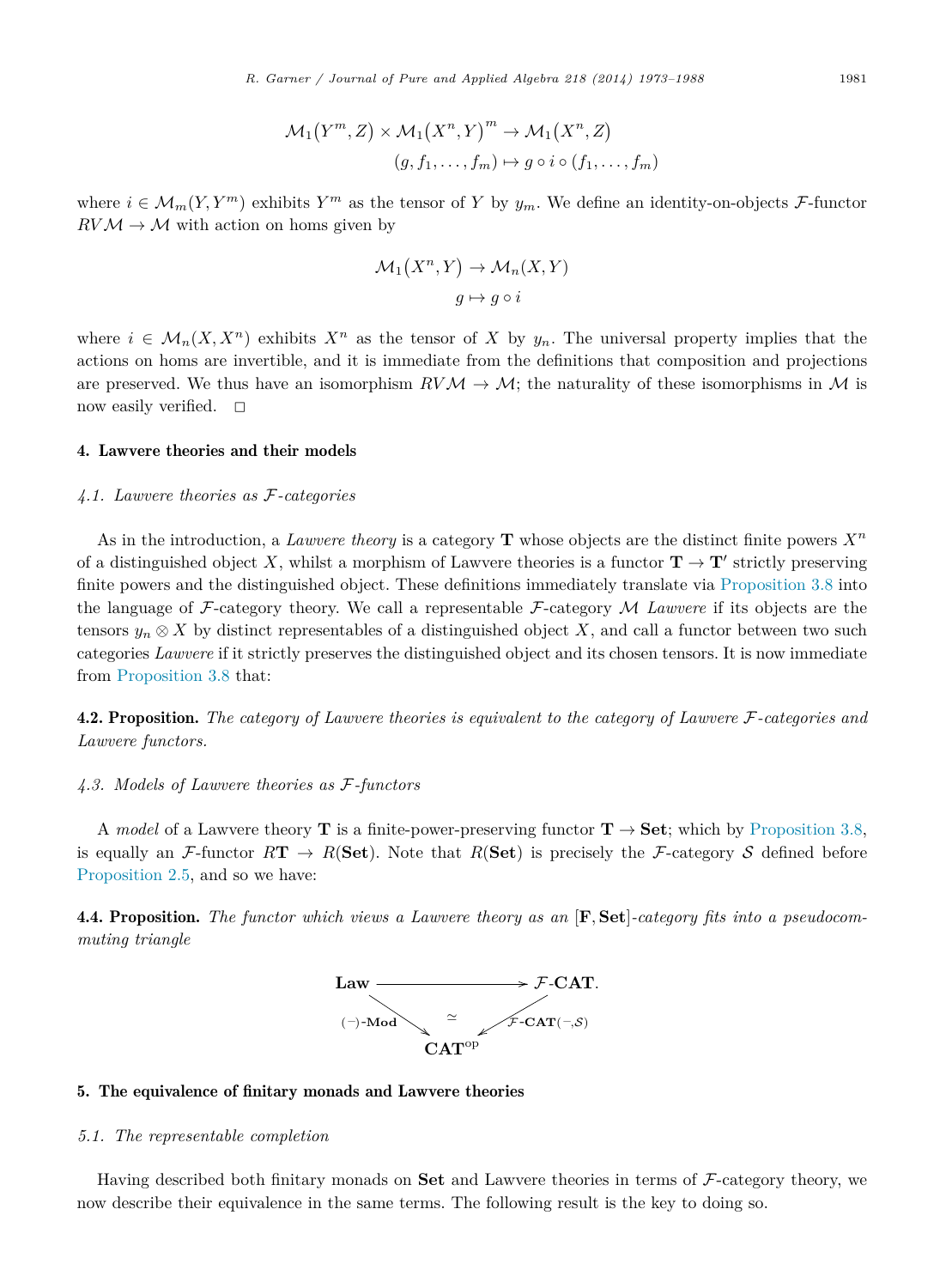$$\mathcal{M}_1(Y^m, Z) \times \mathcal{M}_1(X^n, Y)^m \to \mathcal{M}_1(X^n, Z)$$
$$(g, f_1, \ldots, f_m) \mapsto g \circ i \circ (f_1, \ldots, f_m)$$

where $i \in \mathcal{M}_m(Y, Y^m)$ exhibits $Y^m$ as the tensor of $Y$ by $y_m$. We define an identity-on-objects $\mathcal{F}$-functor $RV\mathcal{M} \to \mathcal{M}$ with action on homs given by

$$\mathcal{M}_1(X^n, Y) \to \mathcal{M}_n(X, Y)$$
$$g \mapsto g \circ i$$

where $i \in \mathcal{M}_n(X, X^n)$ exhibits $X^n$ as the tensor of $X$ by $y_n$. The universal property implies that the actions on homs are invertible, and it is immediate from the definitions that composition and projections are preserved. We thus have an isomorphism $RV\mathcal{M} \to \mathcal{M}$; the naturality of these isomorphisms in $\mathcal{M}$ is now easily verified. □

## 4. Lawvere theories and their models

### 4.1. Lawvere theories as $\mathcal{F}$-categories

As in the introduction, a *Lawvere theory* is a category $\mathbf{T}$ whose objects are the distinct finite powers $X^n$ of a distinguished object $X$, whilst a morphism of Lawvere theories is a functor $\mathbf{T} \to \mathbf{T}'$ strictly preserving finite powers and the distinguished object. These definitions immediately translate via Proposition 3.8 into the language of $\mathcal{F}$-category theory. We call a representable $\mathcal{F}$-category $\mathcal{M}$ *Lawvere* if its objects are the tensors $y_n \otimes X$ by distinct representables of a distinguished object $X$, and call a functor between two such categories *Lawvere* if it strictly preserves the distinguished object and its chosen tensors. It is now immediate from Proposition 3.8 that:

**4.2. Proposition.** *The category of Lawvere theories is equivalent to the category of Lawvere $\mathcal{F}$-categories and Lawvere functors.*

### 4.3. Models of Lawvere theories as $\mathcal{F}$-functors

A *model* of a Lawvere theory $\mathbf{T}$ is a finite-power-preserving functor $\mathbf{T} \to \mathbf{Set}$; which by Proposition 3.8, is equally an $\mathcal{F}$-functor $R\mathbf{T} \to R(\mathbf{Set})$. Note that $R(\mathbf{Set})$ is precisely the $\mathcal{F}$-category $\mathcal{S}$ defined before Proposition 2.5, and so we have:

**4.4. Proposition.** *The functor which views a Lawvere theory as an $[\mathbf{F}, \mathbf{Set}]$-category fits into a pseudocommuting triangle*

$$\begin{array}{ccc} \mathbf{Law} & \longrightarrow & \mathcal{F}\text{-}\mathbf{CAT}. \\ & {\scriptstyle (-)\text{-}\mathbf{Mod}} \searrow \quad \simeq \quad \swarrow {\scriptstyle \mathcal{F}\text{-}\mathbf{CAT}(-,\mathcal{S})} & \\ & \mathbf{CAT}^{\mathrm{op}} & \end{array}$$

## 5. The equivalence of finitary monads and Lawvere theories

### 5.1. The representable completion

Having described both finitary monads on $\mathbf{Set}$ and Lawvere theories in terms of $\mathcal{F}$-category theory, we now describe their equivalence in the same terms. The following result is the key to doing so.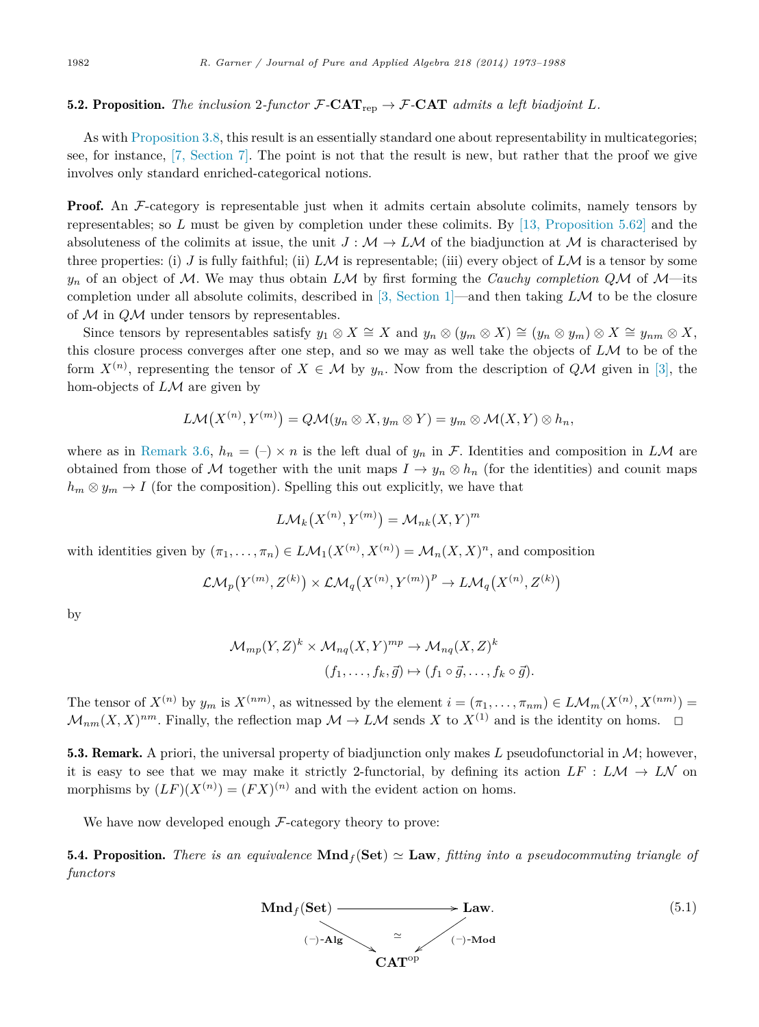**5.2. Proposition.** *The inclusion 2-functor $\mathcal{F}\text{-}\mathbf{CAT}_{\text{rep}} \to \mathcal{F}\text{-}\mathbf{CAT}$ admits a left biadjoint $L$.*

As with Proposition 3.8, this result is an essentially standard one about representability in multicategories; see, for instance, [7, Section 7]. The point is not that the result is new, but rather that the proof we give involves only standard enriched-categorical notions.

**Proof.** An $\mathcal{F}$-category is representable just when it admits certain absolute colimits, namely tensors by representables; so $L$ must be given by completion under these colimits. By [13, Proposition 5.62] and the absoluteness of the colimits at issue, the unit $J : \mathcal{M} \to L\mathcal{M}$ of the biadjunction at $\mathcal{M}$ is characterised by three properties: (i) $J$ is fully faithful; (ii) $L\mathcal{M}$ is representable; (iii) every object of $L\mathcal{M}$ is a tensor by some $y_n$ of an object of $\mathcal{M}$. We may thus obtain $L\mathcal{M}$ by first forming the *Cauchy completion* $Q\mathcal{M}$ of $\mathcal{M}$—its completion under all absolute colimits, described in [3, Section 1]—and then taking $L\mathcal{M}$ to be the closure of $\mathcal{M}$ in $Q\mathcal{M}$ under tensors by representables.

Since tensors by representables satisfy $y_1 \otimes X \cong X$ and $y_n \otimes (y_m \otimes X) \cong (y_n \otimes y_m) \otimes X \cong y_{nm} \otimes X$, this closure process converges after one step, and so we may as well take the objects of $L\mathcal{M}$ to be of the form $X^{(n)}$, representing the tensor of $X \in \mathcal{M}$ by $y_n$. Now from the description of $Q\mathcal{M}$ given in [3], the hom-objects of $L\mathcal{M}$ are given by

$$L\mathcal{M}\big(X^{(n)}, Y^{(m)}\big) = Q\mathcal{M}(y_n \otimes X, y_m \otimes Y) = y_m \otimes \mathcal{M}(X, Y) \otimes h_n,$$

where as in Remark 3.6, $h_n = (-) \times n$ is the left dual of $y_n$ in $\mathcal{F}$. Identities and composition in $L\mathcal{M}$ are obtained from those of $\mathcal{M}$ together with the unit maps $I \to y_n \otimes h_n$ (for the identities) and counit maps $h_m \otimes y_m \to I$ (for the composition). Spelling this out explicitly, we have that

$$L\mathcal{M}_k\big(X^{(n)}, Y^{(m)}\big) = \mathcal{M}_{nk}(X, Y)^m$$

with identities given by $(\pi_1, \dots, \pi_n) \in L\mathcal{M}_1(X^{(n)}, X^{(n)}) = \mathcal{M}_n(X, X)^n$, and composition

$$\mathcal{L}\mathcal{M}_p\big(Y^{(m)}, Z^{(k)}\big) \times \mathcal{L}\mathcal{M}_q\big(X^{(n)}, Y^{(m)}\big)^p \to L\mathcal{M}_q\big(X^{(n)}, Z^{(k)}\big)$$

by

$$\begin{aligned} \mathcal{M}_{mp}(Y, Z)^k \times \mathcal{M}_{nq}(X, Y)^{mp} &\to \mathcal{M}_{nq}(X, Z)^k \\ (f_1, \dots, f_k, \vec{g}) &\mapsto (f_1 \circ \vec{g}, \dots, f_k \circ \vec{g}). \end{aligned}$$

The tensor of $X^{(n)}$ by $y_m$ is $X^{(nm)}$, as witnessed by the element $i = (\pi_1, \dots, \pi_{nm}) \in L\mathcal{M}_m(X^{(n)}, X^{(nm)}) = \mathcal{M}_{nm}(X, X)^{nm}$. Finally, the reflection map $\mathcal{M} \to L\mathcal{M}$ sends $X$ to $X^{(1)}$ and is the identity on homs. $\square$

**5.3. Remark.** A priori, the universal property of biadjunction only makes $L$ pseudofunctorial in $\mathcal{M}$; however, it is easy to see that we may make it strictly 2-functorial, by defining its action $LF : L\mathcal{M} \to L\mathcal{N}$ on morphisms by $(LF)(X^{(n)}) = (FX)^{(n)}$ and with the evident action on homs.

We have now developed enough $\mathcal{F}$-category theory to prove:

**5.4. Proposition.** *There is an equivalence $\mathbf{Mnd}_f(\mathbf{Set}) \simeq \mathbf{Law}$, fitting into a pseudocommuting triangle of functors*

$$\begin{array}{ccc} \mathbf{Mnd}_f(\mathbf{Set}) & \longrightarrow & \mathbf{Law}. \\ & {\scriptstyle (-)\text{-}\mathbf{Alg}} \searrow \quad \simeq \quad \swarrow {\scriptstyle (-)\text{-}\mathbf{Mod}} & \\ & \mathbf{CAT}^{\text{op}} & \end{array} \tag{5.1}$$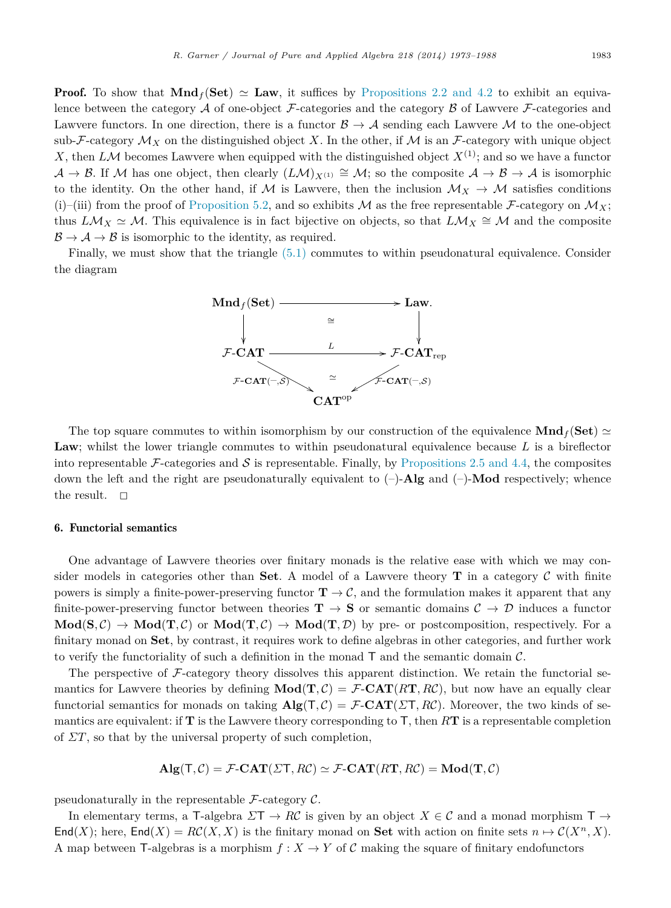**Proof.** To show that $\mathbf{Mnd}_f(\mathbf{Set}) \simeq \mathbf{Law}$, it suffices by Propositions 2.2 and 4.2 to exhibit an equivalence between the category $\mathcal{A}$ of one-object $\mathcal{F}$-categories and the category $\mathcal{B}$ of Lawvere $\mathcal{F}$-categories and Lawvere functors. In one direction, there is a functor $\mathcal{B} \to \mathcal{A}$ sending each Lawvere $\mathcal{M}$ to the one-object sub-$\mathcal{F}$-category $\mathcal{M}_X$ on the distinguished object $X$. In the other, if $\mathcal{M}$ is an $\mathcal{F}$-category with unique object $X$, then $L\mathcal{M}$ becomes Lawvere when equipped with the distinguished object $X^{(1)}$; and so we have a functor $\mathcal{A} \to \mathcal{B}$. If $\mathcal{M}$ has one object, then clearly $(L\mathcal{M})_{X^{(1)}} \cong \mathcal{M}$; so the composite $\mathcal{A} \to \mathcal{B} \to \mathcal{A}$ is isomorphic to the identity. On the other hand, if $\mathcal{M}$ is Lawvere, then the inclusion $\mathcal{M}_X \to \mathcal{M}$ satisfies conditions (i)–(iii) from the proof of Proposition 5.2, and so exhibits $\mathcal{M}$ as the free representable $\mathcal{F}$-category on $\mathcal{M}_X$; thus $L\mathcal{M}_X \simeq \mathcal{M}$. This equivalence is in fact bijective on objects, so that $L\mathcal{M}_X \cong \mathcal{M}$ and the composite $\mathcal{B} \to \mathcal{A} \to \mathcal{B}$ is isomorphic to the identity, as required.

Finally, we must show that the triangle (5.1) commutes to within pseudonatural equivalence. Consider the diagram

$$
\begin{array}{ccc}
\mathbf{Mnd}_f(\mathbf{Set}) & \longrightarrow & \mathbf{Law}. \\
\downarrow & \cong & \downarrow \\
\mathcal{F}\text{-}\mathbf{CAT} & \xrightarrow{\quad L \quad} & \mathcal{F}\text{-}\mathbf{CAT}_{\mathrm{rep}} \\
& {\scriptstyle \mathcal{F}\text{-}\mathbf{CAT}(-,\mathcal{S})} \searrow \quad \simeq \quad \swarrow {\scriptstyle \mathcal{F}\text{-}\mathbf{CAT}(-,\mathcal{S})} & \\
& \mathbf{CAT}^{\mathrm{op}} &
\end{array}
$$

The top square commutes to within isomorphism by our construction of the equivalence $\mathbf{Mnd}_f(\mathbf{Set}) \simeq \mathbf{Law}$; whilst the lower triangle commutes to within pseudonatural equivalence because $L$ is a bireflector into representable $\mathcal{F}$-categories and $\mathcal{S}$ is representable. Finally, by Propositions 2.5 and 4.4, the composites down the left and the right are pseudonaturally equivalent to $(–)$-$\mathbf{Alg}$ and $(–)$-$\mathbf{Mod}$ respectively; whence the result. $\square$

## 6. Functorial semantics

One advantage of Lawvere theories over finitary monads is the relative ease with which we may consider models in categories other than $\mathbf{Set}$. A model of a Lawvere theory $\mathbf{T}$ in a category $\mathcal{C}$ with finite powers is simply a finite-power-preserving functor $\mathbf{T} \to \mathcal{C}$, and the formulation makes it apparent that any finite-power-preserving functor between theories $\mathbf{T} \to \mathbf{S}$ or semantic domains $\mathcal{C} \to \mathcal{D}$ induces a functor $\mathbf{Mod}(\mathbf{S}, \mathcal{C}) \to \mathbf{Mod}(\mathbf{T}, \mathcal{C})$ or $\mathbf{Mod}(\mathbf{T}, \mathcal{C}) \to \mathbf{Mod}(\mathbf{T}, \mathcal{D})$ by pre- or postcomposition, respectively. For a finitary monad on $\mathbf{Set}$, by contrast, it requires work to define algebras in other categories, and further work to verify the functoriality of such a definition in the monad $\mathsf{T}$ and the semantic domain $\mathcal{C}$.

The perspective of $\mathcal{F}$-category theory dissolves this apparent distinction. We retain the functorial semantics for Lawvere theories by defining $\mathbf{Mod}(\mathbf{T}, \mathcal{C}) = \mathcal{F}\text{-}\mathbf{CAT}(R\mathbf{T}, R\mathcal{C})$, but now have an equally clear functorial semantics for monads on taking $\mathbf{Alg}(\mathsf{T}, \mathcal{C}) = \mathcal{F}\text{-}\mathbf{CAT}(\Sigma\mathsf{T}, R\mathcal{C})$. Moreover, the two kinds of semantics are equivalent: if $\mathbf{T}$ is the Lawvere theory corresponding to $\mathsf{T}$, then $R\mathbf{T}$ is a representable completion of $\Sigma T$, so that by the universal property of such completion,

$$\mathbf{Alg}(\mathsf{T}, \mathcal{C}) = \mathcal{F}\text{-}\mathbf{CAT}(\Sigma\mathsf{T}, R\mathcal{C}) \simeq \mathcal{F}\text{-}\mathbf{CAT}(R\mathbf{T}, R\mathcal{C}) = \mathbf{Mod}(\mathbf{T}, \mathcal{C})$$

pseudonaturally in the representable $\mathcal{F}$-category $\mathcal{C}$.

In elementary terms, a $\mathsf{T}$-algebra $\Sigma\mathsf{T} \to R\mathcal{C}$ is given by an object $X \in \mathcal{C}$ and a monad morphism $\mathsf{T} \to \mathsf{End}(X)$; here, $\mathsf{End}(X) = R\mathcal{C}(X, X)$ is the finitary monad on $\mathbf{Set}$ with action on finite sets $n \mapsto \mathcal{C}(X^n, X)$. A map between $\mathsf{T}$-algebras is a morphism $f : X \to Y$ of $\mathcal{C}$ making the square of finitary endofunctors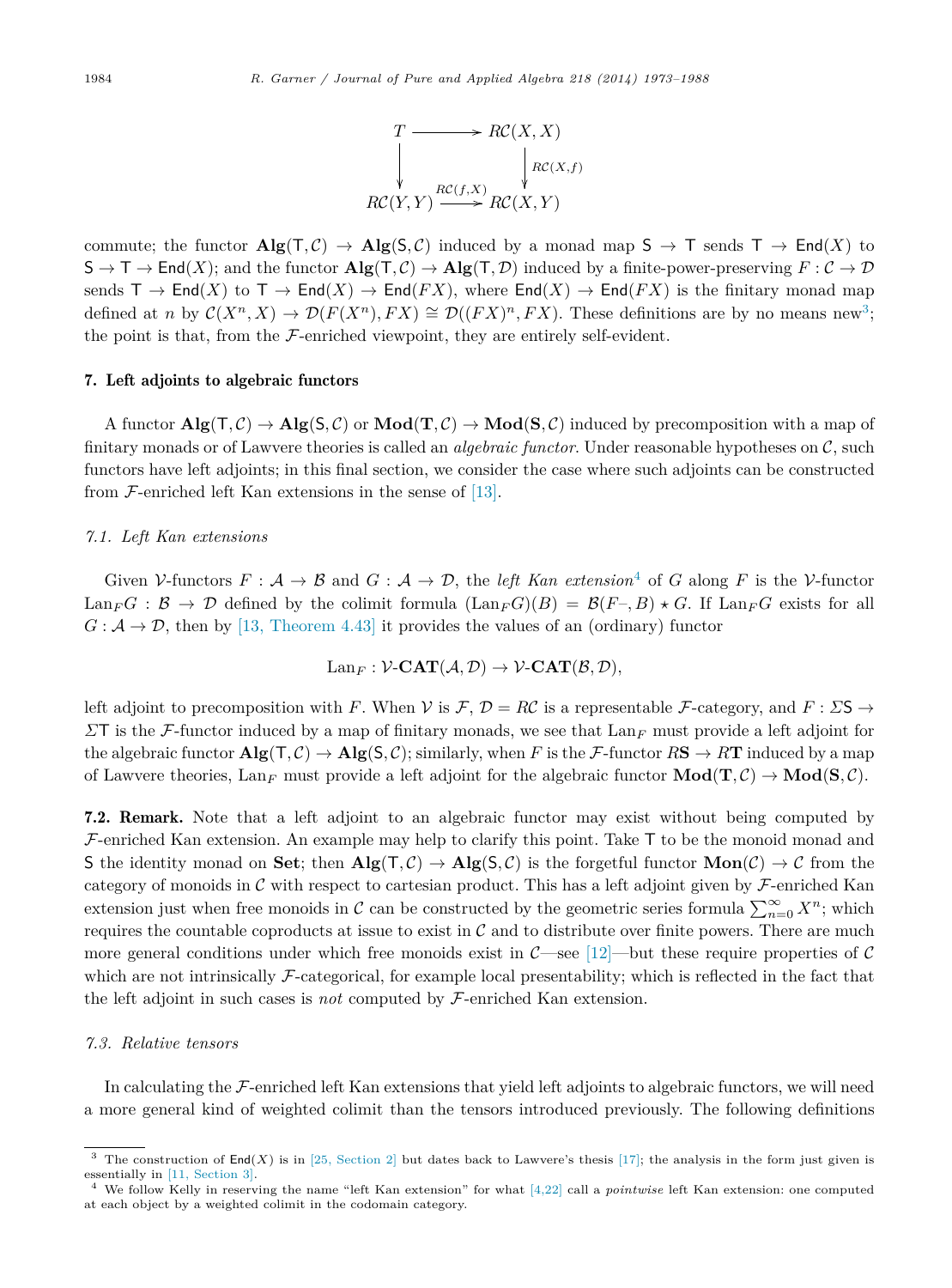$$
\begin{array}{ccc}
T & \longrightarrow & R\mathcal{C}(X,X) \\
\downarrow & & \downarrow {\scriptstyle R\mathcal{C}(X,f)} \\
R\mathcal{C}(Y,Y) & \xrightarrow{R\mathcal{C}(f,X)} & R\mathcal{C}(X,Y)
\end{array}
$$

commute; the functor $\mathbf{Alg}(\mathsf{T},\mathcal{C}) \to \mathbf{Alg}(\mathsf{S},\mathcal{C})$ induced by a monad map $\mathsf{S} \to \mathsf{T}$ sends $\mathsf{T} \to \mathsf{End}(X)$ to $\mathsf{S} \to \mathsf{T} \to \mathsf{End}(X)$; and the functor $\mathbf{Alg}(\mathsf{T},\mathcal{C}) \to \mathbf{Alg}(\mathsf{T},\mathcal{D})$ induced by a finite-power-preserving $F : \mathcal{C} \to \mathcal{D}$ sends $\mathsf{T} \to \mathsf{End}(X)$ to $\mathsf{T} \to \mathsf{End}(X) \to \mathsf{End}(FX)$, where $\mathsf{End}(X) \to \mathsf{End}(FX)$ is the finitary monad map defined at $n$ by $\mathcal{C}(X^n, X) \to \mathcal{D}(F(X^n), FX) \cong \mathcal{D}((FX)^n, FX)$. These definitions are by no means new[3]; the point is that, from the $\mathcal{F}$-enriched viewpoint, they are entirely self-evident.

## 7. Left adjoints to algebraic functors

A functor $\mathbf{Alg}(\mathsf{T},\mathcal{C}) \to \mathbf{Alg}(\mathsf{S},\mathcal{C})$ or $\mathbf{Mod}(\mathbf{T},\mathcal{C}) \to \mathbf{Mod}(\mathbf{S},\mathcal{C})$ induced by precomposition with a map of finitary monads or of Lawvere theories is called an *algebraic functor*. Under reasonable hypotheses on $\mathcal{C}$, such functors have left adjoints; in this final section, we consider the case where such adjoints can be constructed from $\mathcal{F}$-enriched left Kan extensions in the sense of [13].

### 7.1. Left Kan extensions

Given $\mathcal{V}$-functors $F : \mathcal{A} \to \mathcal{B}$ and $G : \mathcal{A} \to \mathcal{D}$, the *left Kan extension*[4] of $G$ along $F$ is the $\mathcal{V}$-functor $\mathrm{Lan}_F G : \mathcal{B} \to \mathcal{D}$ defined by the colimit formula $(\mathrm{Lan}_F G)(B) = \mathcal{B}(F{-}, B) \star G$. If $\mathrm{Lan}_F G$ exists for all $G : \mathcal{A} \to \mathcal{D}$, then by [13, Theorem 4.43] it provides the values of an (ordinary) functor

$$\mathrm{Lan}_F : \mathcal{V}\text{-}\mathbf{CAT}(\mathcal{A},\mathcal{D}) \to \mathcal{V}\text{-}\mathbf{CAT}(\mathcal{B},\mathcal{D}),$$

left adjoint to precomposition with $F$. When $\mathcal{V}$ is $\mathcal{F}$, $\mathcal{D} = R\mathcal{C}$ is a representable $\mathcal{F}$-category, and $F : \Sigma\mathsf{S} \to \Sigma\mathsf{T}$ is the $\mathcal{F}$-functor induced by a map of finitary monads, we see that $\mathrm{Lan}_F$ must provide a left adjoint for the algebraic functor $\mathbf{Alg}(\mathsf{T},\mathcal{C}) \to \mathbf{Alg}(\mathsf{S},\mathcal{C})$; similarly, when $F$ is the $\mathcal{F}$-functor $R\mathbf{S} \to R\mathbf{T}$ induced by a map of Lawvere theories, $\mathrm{Lan}_F$ must provide a left adjoint for the algebraic functor $\mathbf{Mod}(\mathbf{T},\mathcal{C}) \to \mathbf{Mod}(\mathbf{S},\mathcal{C})$.

**7.2. Remark.** Note that a left adjoint to an algebraic functor may exist without being computed by $\mathcal{F}$-enriched Kan extension. An example may help to clarify this point. Take $\mathsf{T}$ to be the monoid monad and $\mathsf{S}$ the identity monad on $\mathbf{Set}$; then $\mathbf{Alg}(\mathsf{T},\mathcal{C}) \to \mathbf{Alg}(\mathsf{S},\mathcal{C})$ is the forgetful functor $\mathbf{Mon}(\mathcal{C}) \to \mathcal{C}$ from the category of monoids in $\mathcal{C}$ with respect to cartesian product. This has a left adjoint given by $\mathcal{F}$-enriched Kan extension just when free monoids in $\mathcal{C}$ can be constructed by the geometric series formula $\sum_{n=0}^{\infty} X^n$; which requires the countable coproducts at issue to exist in $\mathcal{C}$ and to distribute over finite powers. There are much more general conditions under which free monoids exist in $\mathcal{C}$—see [12]—but these require properties of $\mathcal{C}$ which are not intrinsically $\mathcal{F}$-categorical, for example local presentability; which is reflected in the fact that the left adjoint in such cases is *not* computed by $\mathcal{F}$-enriched Kan extension.

### 7.3. Relative tensors

In calculating the $\mathcal{F}$-enriched left Kan extensions that yield left adjoints to algebraic functors, we will need a more general kind of weighted colimit than the tensors introduced previously. The following definitions

---

[3] The construction of $\mathsf{End}(X)$ is in [25, Section 2] but dates back to Lawvere's thesis [17]; the analysis in the form just given is essentially in [11, Section 3].

[4] We follow Kelly in reserving the name "left Kan extension" for what [4,22] call a *pointwise* left Kan extension: one computed at each object by a weighted colimit in the codomain category.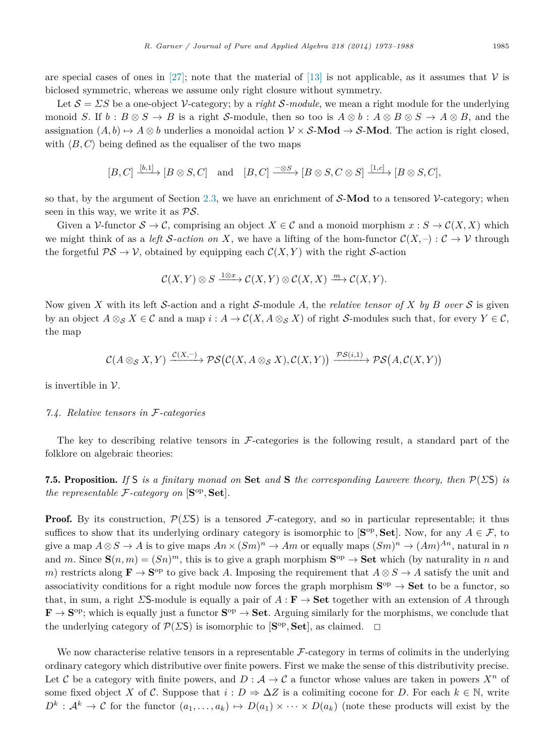are special cases of ones in [27]; note that the material of [13] is not applicable, as it assumes that $\mathcal{V}$ is biclosed symmetric, whereas we assume only right closure without symmetry.

Let $\mathcal{S} = \Sigma S$ be a one-object $\mathcal{V}$-category; by a *right $\mathcal{S}$-module*, we mean a right module for the underlying monoid $S$. If $b : B \otimes S \to B$ is a right $\mathcal{S}$-module, then so too is $A \otimes b : A \otimes B \otimes S \to A \otimes B$, and the assignation $(A, b) \mapsto A \otimes b$ underlies a monoidal action $\mathcal{V} \times \mathcal{S}\text{-}\mathbf{Mod} \to \mathcal{S}\text{-}\mathbf{Mod}$. The action is right closed, with $\langle B, C \rangle$ being defined as the equaliser of the two maps

$$[B, C] \xrightarrow{[b,1]} [B \otimes S, C] \quad \text{and} \quad [B, C] \xrightarrow{-\otimes S} [B \otimes S, C \otimes S] \xrightarrow{[1,c]} [B \otimes S, C],$$

so that, by the argument of Section 2.3, we have an enrichment of $\mathcal{S}\text{-}\mathbf{Mod}$ to a tensored $\mathcal{V}$-category; when seen in this way, we write it as $\mathcal{PS}$.

Given a $\mathcal{V}$-functor $\mathcal{S} \to \mathcal{C}$, comprising an object $X \in \mathcal{C}$ and a monoid morphism $x : S \to \mathcal{C}(X, X)$ which we might think of as a *left $\mathcal{S}$-action on* $X$, we have a lifting of the hom-functor $\mathcal{C}(X, -) : \mathcal{C} \to \mathcal{V}$ through the forgetful $\mathcal{PS} \to \mathcal{V}$, obtained by equipping each $\mathcal{C}(X, Y)$ with the right $\mathcal{S}$-action

$$\mathcal{C}(X, Y) \otimes S \xrightarrow{1 \otimes x} \mathcal{C}(X, Y) \otimes \mathcal{C}(X, X) \xrightarrow{m} \mathcal{C}(X, Y).$$

Now given $X$ with its left $\mathcal{S}$-action and a right $\mathcal{S}$-module $A$, the *relative tensor of $X$ by $B$ over $\mathcal{S}$* is given by an object $A \otimes_{\mathcal{S}} X \in \mathcal{C}$ and a map $i : A \to \mathcal{C}(X, A \otimes_{\mathcal{S}} X)$ of right $\mathcal{S}$-modules such that, for every $Y \in \mathcal{C}$, the map

$$\mathcal{C}(A \otimes_{\mathcal{S}} X, Y) \xrightarrow{\mathcal{C}(X,-)} \mathcal{PS}\big(\mathcal{C}(X, A \otimes_{\mathcal{S}} X), \mathcal{C}(X, Y)\big) \xrightarrow{\mathcal{PS}(i,1)} \mathcal{PS}\big(A, \mathcal{C}(X, Y)\big)$$

is invertible in $\mathcal{V}$.

### 7.4. Relative tensors in $\mathcal{F}$-categories

The key to describing relative tensors in $\mathcal{F}$-categories is the following result, a standard part of the folklore on algebraic theories:

**7.5. Proposition.** *If* $\mathsf{S}$ *is a finitary monad on* $\mathbf{Set}$ *and* $\mathbf{S}$ *the corresponding Lawvere theory, then* $\mathcal{P}(\Sigma\mathsf{S})$ *is the representable* $\mathcal{F}$*-category on* $[\mathbf{S}^{\mathrm{op}}, \mathbf{Set}]$.

**Proof.** By its construction, $\mathcal{P}(\Sigma\mathsf{S})$ is a tensored $\mathcal{F}$-category, and so in particular representable; it thus suffices to show that its underlying ordinary category is isomorphic to $[\mathbf{S}^{\mathrm{op}}, \mathbf{Set}]$. Now, for any $A \in \mathcal{F}$, to give a map $A \otimes S \to A$ is to give maps $An \times (Sm)^n \to Am$ or equally maps $(Sm)^n \to (Am)^{An}$, natural in $n$ and $m$. Since $\mathbf{S}(n, m) = (Sn)^m$, this is to give a graph morphism $\mathbf{S}^{\mathrm{op}} \to \mathbf{Set}$ which (by naturality in $n$ and $m$) restricts along $\mathbf{F} \to \mathbf{S}^{\mathrm{op}}$ to give back $A$. Imposing the requirement that $A \otimes S \to A$ satisfy the unit and associativity conditions for a right module now forces the graph morphism $\mathbf{S}^{\mathrm{op}} \to \mathbf{Set}$ to be a functor, so that, in sum, a right $\Sigma\mathsf{S}$-module is equally a pair of $A : \mathbf{F} \to \mathbf{Set}$ together with an extension of $A$ through $\mathbf{F} \to \mathbf{S}^{\mathrm{op}}$; which is equally just a functor $\mathbf{S}^{\mathrm{op}} \to \mathbf{Set}$. Arguing similarly for the morphisms, we conclude that the underlying category of $\mathcal{P}(\Sigma\mathsf{S})$ is isomorphic to $[\mathbf{S}^{\mathrm{op}}, \mathbf{Set}]$, as claimed. $\square$

We now characterise relative tensors in a representable $\mathcal{F}$-category in terms of colimits in the underlying ordinary category which distributive over finite powers. First we make the sense of this distributivity precise. Let $\mathcal{C}$ be a category with finite powers, and $D : \mathcal{A} \to \mathcal{C}$ a functor whose values are taken in powers $X^n$ of some fixed object $X$ of $\mathcal{C}$. Suppose that $i : D \Rightarrow \Delta Z$ is a colimiting cocone for $D$. For each $k \in \mathbb{N}$, write $D^k : \mathcal{A}^k \to \mathcal{C}$ for the functor $(a_1, \ldots, a_k) \mapsto D(a_1) \times \cdots \times D(a_k)$ (note these products will exist by the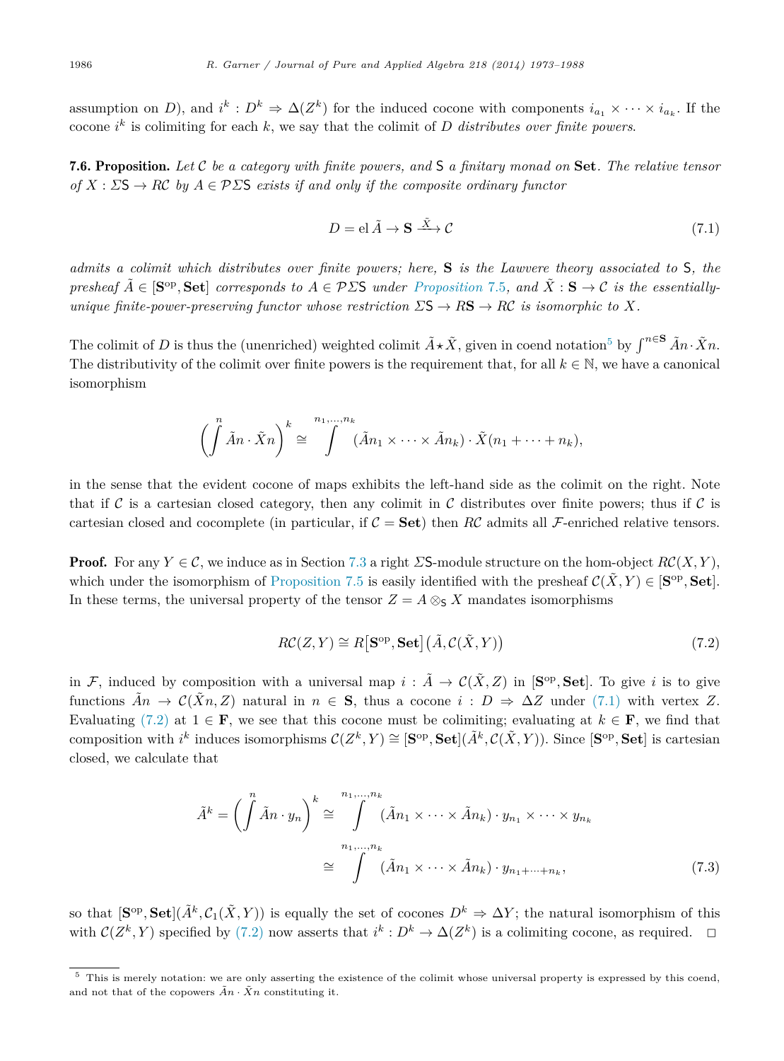assumption on $D$), and $i^k : D^k \Rightarrow \Delta(Z^k)$ for the induced cocone with components $i_{a_1} \times \cdots \times i_{a_k}$. If the cocone $i^k$ is colimiting for each $k$, we say that the colimit of $D$ *distributes over finite powers*.

**7.6. Proposition.** *Let $\mathcal{C}$ be a category with finite powers, and $\mathsf{S}$ a finitary monad on* **Set**. *The relative tensor of $X : \Sigma\mathsf{S} \to R\mathcal{C}$ by $A \in \mathcal{P}\Sigma\mathsf{S}$ exists if and only if the composite ordinary functor*

$$D = \mathrm{el}\,\tilde{A} \to \mathbf{S} \xrightarrow{\tilde{X}} \mathcal{C} \tag{7.1}$$

*admits a colimit which distributes over finite powers; here,* $\mathbf{S}$ *is the Lawvere theory associated to* $\mathsf{S}$*, the presheaf $\tilde{A} \in [\mathbf{S}^{\mathrm{op}}, \mathbf{Set}]$ corresponds to $A \in \mathcal{P}\Sigma\mathsf{S}$ under Proposition 7.5, and $\tilde{X} : \mathbf{S} \to \mathcal{C}$ is the essentially-unique finite-power-preserving functor whose restriction $\Sigma\mathsf{S} \to R\mathbf{S} \to R\mathcal{C}$ is isomorphic to $X$.*

The colimit of $D$ is thus the (unenriched) weighted colimit $\tilde{A} \star \tilde{X}$, given in coend notation[5] by $\int^{n \in \mathbf{S}} \tilde{A}n \cdot \tilde{X}n$. The distributivity of the colimit over finite powers is the requirement that, for all $k \in \mathbb{N}$, we have a canonical isomorphism

$$\left(\int^{n} \tilde{A}n \cdot \tilde{X}n\right)^{k} \cong \int^{n_1, \ldots, n_k} (\tilde{A}n_1 \times \cdots \times \tilde{A}n_k) \cdot \tilde{X}(n_1 + \cdots + n_k),$$

in the sense that the evident cocone of maps exhibits the left-hand side as the colimit on the right. Note that if $\mathcal{C}$ is a cartesian closed category, then any colimit in $\mathcal{C}$ distributes over finite powers; thus if $\mathcal{C}$ is cartesian closed and cocomplete (in particular, if $\mathcal{C} = \mathbf{Set}$) then $R\mathcal{C}$ admits all $\mathcal{F}$-enriched relative tensors.

**Proof.** For any $Y \in \mathcal{C}$, we induce as in Section 7.3 a right $\Sigma\mathsf{S}$-module structure on the hom-object $R\mathcal{C}(X, Y)$, which under the isomorphism of Proposition 7.5 is easily identified with the presheaf $\mathcal{C}(\tilde{X}, Y) \in [\mathbf{S}^{\mathrm{op}}, \mathbf{Set}]$. In these terms, the universal property of the tensor $Z = A \otimes_{\mathsf{S}} X$ mandates isomorphisms

$$R\mathcal{C}(Z, Y) \cong R\big[\mathbf{S}^{\mathrm{op}}, \mathbf{Set}\big]\big(\tilde{A}, \mathcal{C}(\tilde{X}, Y)\big) \tag{7.2}$$

in $\mathcal{F}$, induced by composition with a universal map $i : \tilde{A} \to \mathcal{C}(\tilde{X}, Z)$ in $[\mathbf{S}^{\mathrm{op}}, \mathbf{Set}]$. To give $i$ is to give functions $\tilde{A}n \to \mathcal{C}(\tilde{X}n, Z)$ natural in $n \in \mathbf{S}$, thus a cocone $i : D \Rightarrow \Delta Z$ under (7.1) with vertex $Z$. Evaluating (7.2) at $1 \in \mathbf{F}$, we see that this cocone must be colimiting; evaluating at $k \in \mathbf{F}$, we find that composition with $i^k$ induces isomorphisms $\mathcal{C}(Z^k, Y) \cong [\mathbf{S}^{\mathrm{op}}, \mathbf{Set}](\tilde{A}^k, \mathcal{C}(\tilde{X}, Y))$. Since $[\mathbf{S}^{\mathrm{op}}, \mathbf{Set}]$ is cartesian closed, we calculate that

$$\begin{aligned} \tilde{A}^k = \left(\int^{n} \tilde{A}n \cdot y_n\right)^{k} &\cong \int^{n_1, \ldots, n_k} (\tilde{A}n_1 \times \cdots \times \tilde{A}n_k) \cdot y_{n_1} \times \cdots \times y_{n_k} \\ &\cong \int^{n_1, \ldots, n_k} (\tilde{A}n_1 \times \cdots \times \tilde{A}n_k) \cdot y_{n_1 + \cdots + n_k}, \end{aligned} \tag{7.3}$$

so that $[\mathbf{S}^{\mathrm{op}}, \mathbf{Set}](\tilde{A}^k, \mathcal{C}_1(\tilde{X}, Y))$ is equally the set of cocones $D^k \Rightarrow \Delta Y$; the natural isomorphism of this with $\mathcal{C}(Z^k, Y)$ specified by (7.2) now asserts that $i^k : D^k \to \Delta(Z^k)$ is a colimiting cocone, as required. $\square$

[5] This is merely notation: we are only asserting the existence of the colimit whose universal property is expressed by this coend, and not that of the copowers $\tilde{A}n \cdot \tilde{X}n$ constituting it.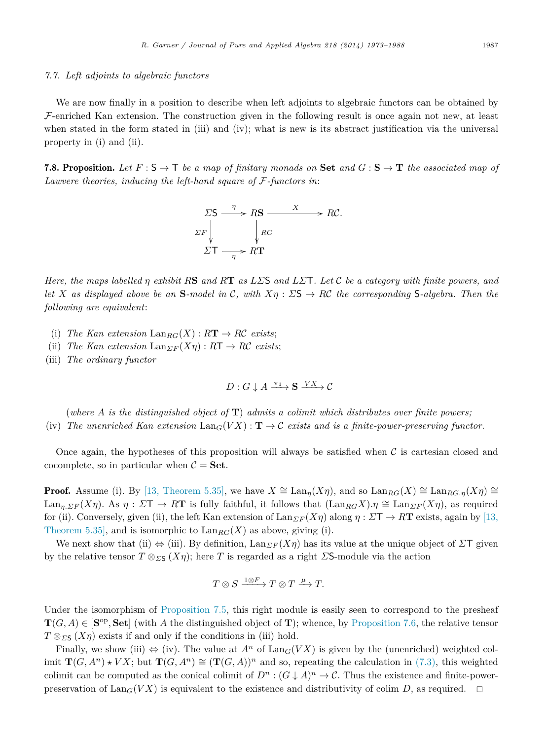### 7.7. Left adjoints to algebraic functors

We are now finally in a position to describe when left adjoints to algebraic functors can be obtained by $\mathcal{F}$-enriched Kan extension. The construction given in the following result is once again not new, at least when stated in the form stated in (iii) and (iv); what is new is its abstract justification via the universal property in (i) and (ii).

**7.8. Proposition.** *Let $F : \mathsf{S} \to \mathsf{T}$ be a map of finitary monads on* **Set** *and $G : \mathbf{S} \to \mathbf{T}$ the associated map of Lawvere theories, inducing the left-hand square of $\mathcal{F}$-functors in*:

$$\begin{array}{ccccc} \Sigma\mathsf{S} & \xrightarrow{\eta} & R\mathbf{S} & \xrightarrow{X} & R\mathcal{C}. \\ {\scriptstyle \Sigma F}\downarrow & & \downarrow{\scriptstyle RG} & & \\ \Sigma\mathsf{T} & \xrightarrow[\eta]{} & R\mathbf{T} & & \end{array}$$

*Here, the maps labelled $\eta$ exhibit $R\mathbf{S}$ and $R\mathbf{T}$ as $L\Sigma\mathsf{S}$ and $L\Sigma\mathsf{T}$. Let $\mathcal{C}$ be a category with finite powers, and let $X$ as displayed above be an $\mathbf{S}$-model in $\mathcal{C}$, with $X\eta : \Sigma\mathsf{S} \to R\mathcal{C}$ the corresponding $\mathsf{S}$-algebra. Then the following are equivalent*:

(i) *The Kan extension $\mathrm{Lan}_{RG}(X) : R\mathbf{T} \to R\mathcal{C}$ exists*;

(ii) *The Kan extension $\mathrm{Lan}_{\Sigma F}(X\eta) : R\mathsf{T} \to R\mathcal{C}$ exists*;

(iii) *The ordinary functor*

$$D : G \downarrow A \xrightarrow{\pi_1} \mathbf{S} \xrightarrow{VX} \mathcal{C}$$

(*where $A$ is the distinguished object of* $\mathbf{T}$) *admits a colimit which distributes over finite powers;*

(iv) *The unenriched Kan extension $\mathrm{Lan}_G(VX) : \mathbf{T} \to \mathcal{C}$ exists and is a finite-power-preserving functor.*

Once again, the hypotheses of this proposition will always be satisfied when $\mathcal{C}$ is cartesian closed and cocomplete, so in particular when $\mathcal{C} = \mathbf{Set}$.

**Proof.** Assume (i). By [13, Theorem 5.35], we have $X \cong \mathrm{Lan}_\eta(X\eta)$, and so $\mathrm{Lan}_{RG}(X) \cong \mathrm{Lan}_{RG.\eta}(X\eta) \cong \mathrm{Lan}_{\eta.\Sigma F}(X\eta)$. As $\eta : \Sigma\mathsf{T} \to R\mathbf{T}$ is fully faithful, it follows that $(\mathrm{Lan}_{RG}X).\eta \cong \mathrm{Lan}_{\Sigma F}(X\eta)$, as required for (ii). Conversely, given (ii), the left Kan extension of $\mathrm{Lan}_{\Sigma F}(X\eta)$ along $\eta : \Sigma\mathsf{T} \to R\mathbf{T}$ exists, again by [13, Theorem 5.35], and is isomorphic to $\mathrm{Lan}_{RG}(X)$ as above, giving (i).

We next show that (ii) $\Leftrightarrow$ (iii). By definition, $\mathrm{Lan}_{\Sigma F}(X\eta)$ has its value at the unique object of $\Sigma\mathsf{T}$ given by the relative tensor $T \otimes_{\Sigma\mathsf{S}} (X\eta)$; here $T$ is regarded as a right $\Sigma\mathsf{S}$-module via the action

$$T \otimes S \xrightarrow{1 \otimes F} T \otimes T \xrightarrow{\mu} T.$$

Under the isomorphism of Proposition 7.5, this right module is easily seen to correspond to the presheaf $\mathbf{T}(G, A) \in [\mathbf{S}^{\mathrm{op}}, \mathbf{Set}]$ (with $A$ the distinguished object of $\mathbf{T}$); whence, by Proposition 7.6, the relative tensor $T \otimes_{\Sigma\mathsf{S}} (X\eta)$ exists if and only if the conditions in (iii) hold.

Finally, we show (iii) $\Leftrightarrow$ (iv). The value at $A^n$ of $\mathrm{Lan}_G(VX)$ is given by the (unenriched) weighted colimit $\mathbf{T}(G, A^n) \star VX$; but $\mathbf{T}(G, A^n) \cong (\mathbf{T}(G, A))^n$ and so, repeating the calculation in (7.3), this weighted colimit can be computed as the conical colimit of $D^n : (G \downarrow A)^n \to \mathcal{C}$. Thus the existence and finite-power-preservation of $\mathrm{Lan}_G(VX)$ is equivalent to the existence and distributivity of colim $D$, as required. $\square$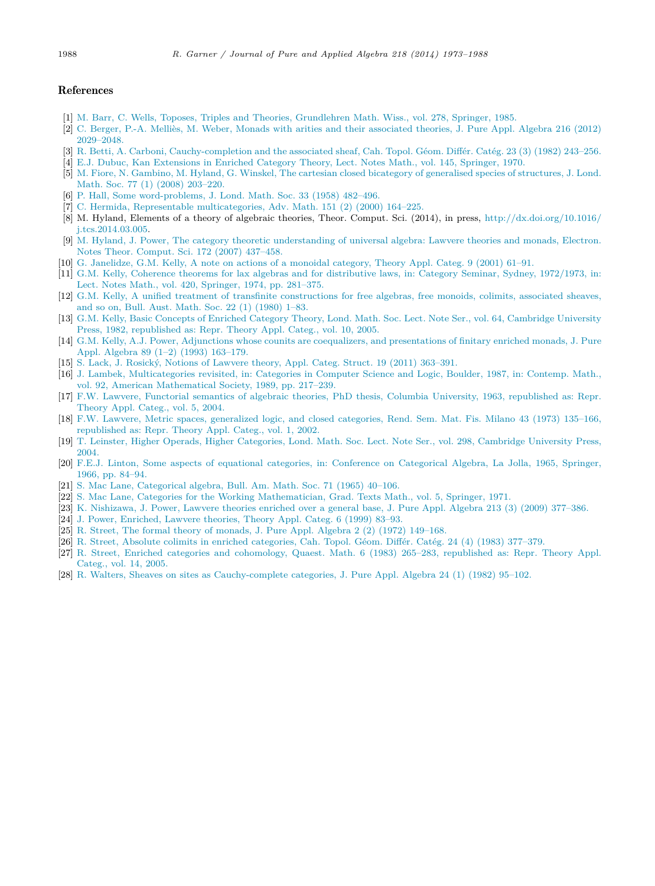## References

[1] M. Barr, C. Wells, Toposes, Triples and Theories, Grundlehren Math. Wiss., vol. 278, Springer, 1985.

[2] C. Berger, P.-A. Melliès, M. Weber, Monads with arities and their associated theories, J. Pure Appl. Algebra 216 (2012) 2029–2048.

[3] R. Betti, A. Carboni, Cauchy-completion and the associated sheaf, Cah. Topol. Géom. Différ. Catég. 23 (3) (1982) 243–256.

[4] E.J. Dubuc, Kan Extensions in Enriched Category Theory, Lect. Notes Math., vol. 145, Springer, 1970.

[5] M. Fiore, N. Gambino, M. Hyland, G. Winskel, The cartesian closed bicategory of generalised species of structures, J. Lond. Math. Soc. 77 (1) (2008) 203–220.

[6] P. Hall, Some word-problems, J. Lond. Math. Soc. 33 (1958) 482–496.

[7] C. Hermida, Representable multicategories, Adv. Math. 151 (2) (2000) 164–225.

[8] M. Hyland, Elements of a theory of algebraic theories, Theor. Comput. Sci. (2014), in press, http://dx.doi.org/10.1016/j.tcs.2014.03.005.

[9] M. Hyland, J. Power, The category theoretic understanding of universal algebra: Lawvere theories and monads, Electron. Notes Theor. Comput. Sci. 172 (2007) 437–458.

[10] G. Janelidze, G.M. Kelly, A note on actions of a monoidal category, Theory Appl. Categ. 9 (2001) 61–91.

[11] G.M. Kelly, Coherence theorems for lax algebras and for distributive laws, in: Category Seminar, Sydney, 1972/1973, in: Lect. Notes Math., vol. 420, Springer, 1974, pp. 281–375.

[12] G.M. Kelly, A unified treatment of transfinite constructions for free algebras, free monoids, colimits, associated sheaves, and so on, Bull. Aust. Math. Soc. 22 (1) (1980) 1–83.

[13] G.M. Kelly, Basic Concepts of Enriched Category Theory, Lond. Math. Soc. Lect. Note Ser., vol. 64, Cambridge University Press, 1982, republished as: Repr. Theory Appl. Categ., vol. 10, 2005.

[14] G.M. Kelly, A.J. Power, Adjunctions whose counits are coequalizers, and presentations of finitary enriched monads, J. Pure Appl. Algebra 89 (1–2) (1993) 163–179.

[15] S. Lack, J. Rosický, Notions of Lawvere theory, Appl. Categ. Struct. 19 (2011) 363–391.

[16] J. Lambek, Multicategories revisited, in: Categories in Computer Science and Logic, Boulder, 1987, in: Contemp. Math., vol. 92, American Mathematical Society, 1989, pp. 217–239.

[17] F.W. Lawvere, Functorial semantics of algebraic theories, PhD thesis, Columbia University, 1963, republished as: Repr. Theory Appl. Categ., vol. 5, 2004.

[18] F.W. Lawvere, Metric spaces, generalized logic, and closed categories, Rend. Sem. Mat. Fis. Milano 43 (1973) 135–166, republished as: Repr. Theory Appl. Categ., vol. 1, 2002.

[19] T. Leinster, Higher Operads, Higher Categories, Lond. Math. Soc. Lect. Note Ser., vol. 298, Cambridge University Press, 2004.

[20] F.E.J. Linton, Some aspects of equational categories, in: Conference on Categorical Algebra, La Jolla, 1965, Springer, 1966, pp. 84–94.

[21] S. Mac Lane, Categorical algebra, Bull. Am. Math. Soc. 71 (1965) 40–106.

[22] S. Mac Lane, Categories for the Working Mathematician, Grad. Texts Math., vol. 5, Springer, 1971.

[23] K. Nishizawa, J. Power, Lawvere theories enriched over a general base, J. Pure Appl. Algebra 213 (3) (2009) 377–386.

[24] J. Power, Enriched, Lawvere theories, Theory Appl. Categ. 6 (1999) 83–93.

[25] R. Street, The formal theory of monads, J. Pure Appl. Algebra 2 (2) (1972) 149–168.

[26] R. Street, Absolute colimits in enriched categories, Cah. Topol. Géom. Différ. Catég. 24 (4) (1983) 377–379.

[27] R. Street, Enriched categories and cohomology, Quaest. Math. 6 (1983) 265–283, republished as: Repr. Theory Appl. Categ., vol. 14, 2005.

[28] R. Walters, Sheaves on sites as Cauchy-complete categories, J. Pure Appl. Algebra 24 (1) (1982) 95–102.